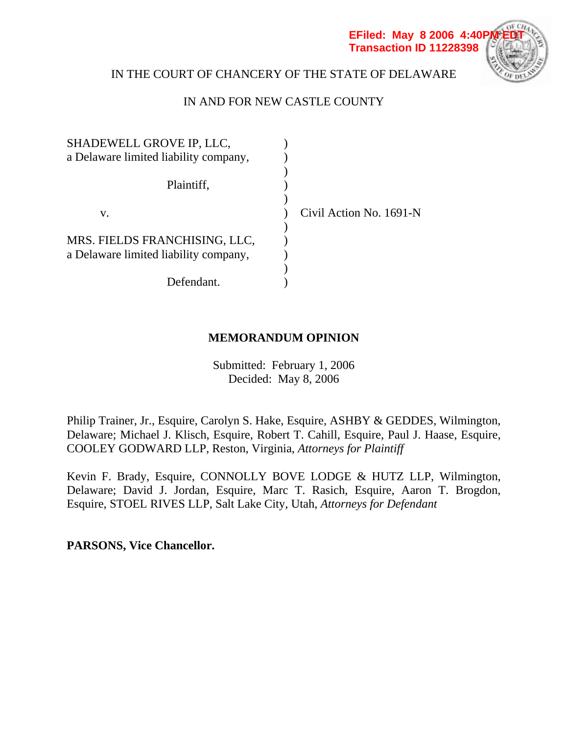EFiled: May 8 2006 4:40PM EDT
Transaction ID 11228398

IN THE COURT OF CHANCERY OF THE STATE OF DELAWARE

IN AND FOR NEW CASTLE COUNTY

SHADEWELL GROVE IP, LLC, a Delaware limited liability company,

Plaintiff,

v.

MRS. FIELDS FRANCHISING, LLC, a Delaware limited liability company,

Defendant.

Civil Action No. 1691-N

**MEMORANDUM OPINION**

Submitted: February 1, 2006
Decided: May 8, 2006

Philip Trainer, Jr., Esquire, Carolyn S. Hake, Esquire, ASHBY & GEDDES, Wilmington, Delaware; Michael J. Klisch, Esquire, Robert T. Cahill, Esquire, Paul J. Haase, Esquire, COOLEY GODWARD LLP, Reston, Virginia, *Attorneys for Plaintiff*

Kevin F. Brady, Esquire, CONNOLLY BOVE LODGE & HUTZ LLP, Wilmington, Delaware; David J. Jordan, Esquire, Marc T. Rasich, Esquire, Aaron T. Brogdon, Esquire, STOEL RIVES LLP, Salt Lake City, Utah, *Attorneys for Defendant*

**PARSONS, Vice Chancellor.**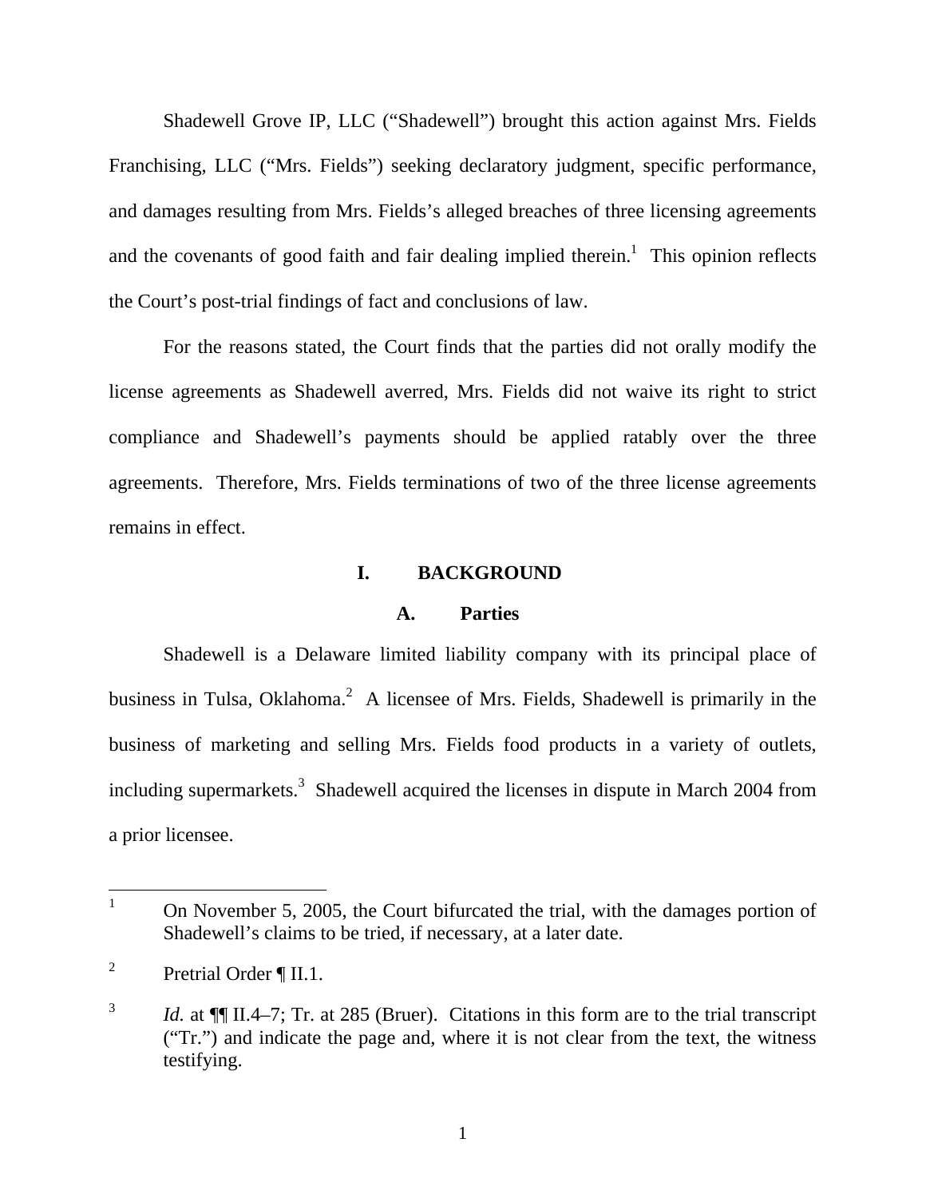Shadewell Grove IP, LLC ("Shadewell") brought this action against Mrs. Fields Franchising, LLC ("Mrs. Fields") seeking declaratory judgment, specific performance, and damages resulting from Mrs. Fields's alleged breaches of three licensing agreements and the covenants of good faith and fair dealing implied therein.[1] This opinion reflects the Court's post-trial findings of fact and conclusions of law.

For the reasons stated, the Court finds that the parties did not orally modify the license agreements as Shadewell averred, Mrs. Fields did not waive its right to strict compliance and Shadewell's payments should be applied ratably over the three agreements. Therefore, Mrs. Fields terminations of two of the three license agreements remains in effect.

## I. BACKGROUND

### A. Parties

Shadewell is a Delaware limited liability company with its principal place of business in Tulsa, Oklahoma.[2] A licensee of Mrs. Fields, Shadewell is primarily in the business of marketing and selling Mrs. Fields food products in a variety of outlets, including supermarkets.[3] Shadewell acquired the licenses in dispute in March 2004 from a prior licensee.

---

[1] On November 5, 2005, the Court bifurcated the trial, with the damages portion of Shadewell's claims to be tried, if necessary, at a later date.

[2] Pretrial Order ¶ II.1.

[3] *Id.* at ¶¶ II.4–7; Tr. at 285 (Bruer). Citations in this form are to the trial transcript ("Tr.") and indicate the page and, where it is not clear from the text, the witness testifying.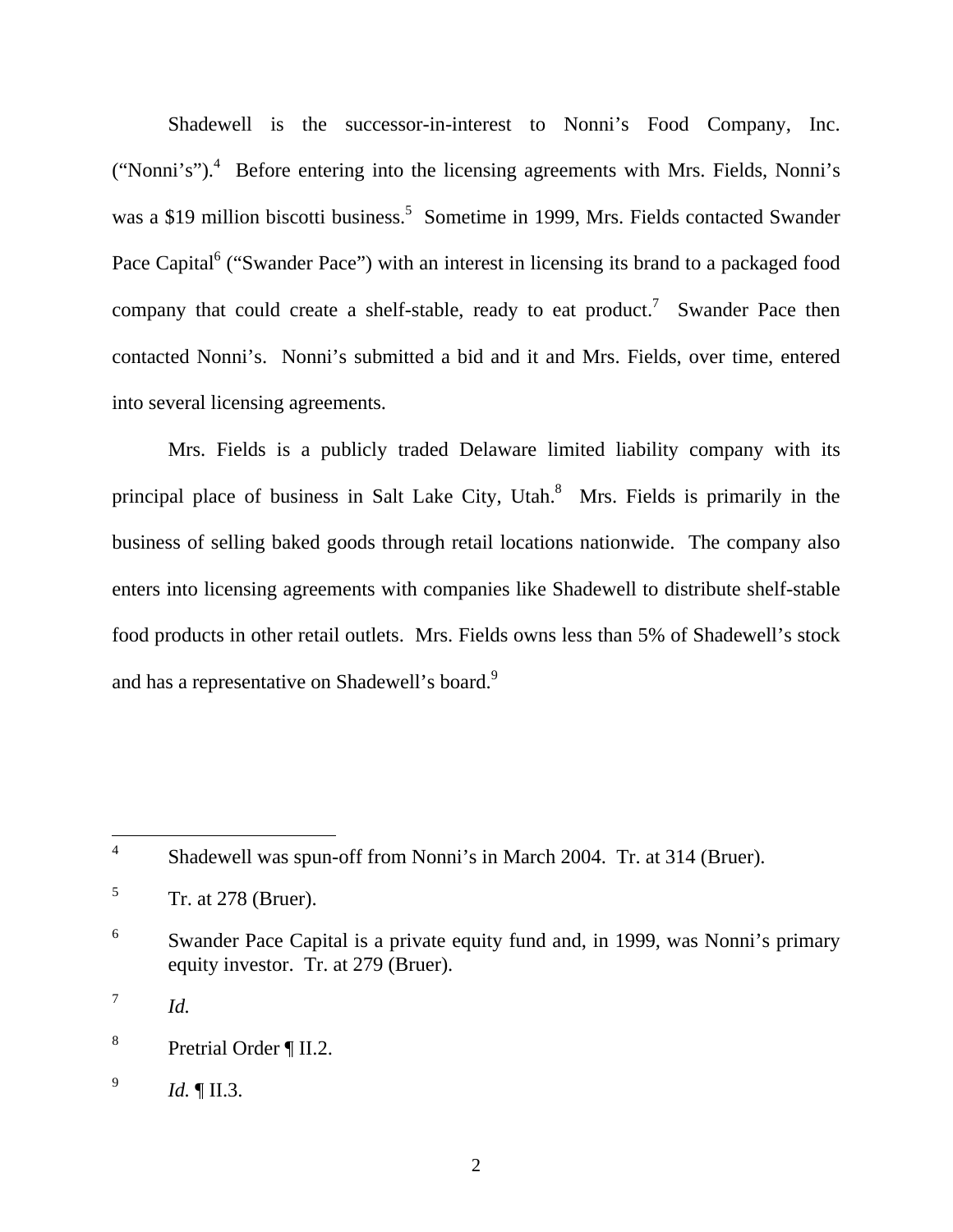Shadewell is the successor-in-interest to Nonni's Food Company, Inc. ("Nonni's").[4] Before entering into the licensing agreements with Mrs. Fields, Nonni's was a $19 million biscotti business.[5] Sometime in 1999, Mrs. Fields contacted Swander Pace Capital[6] ("Swander Pace") with an interest in licensing its brand to a packaged food company that could create a shelf-stable, ready to eat product.[7] Swander Pace then contacted Nonni's. Nonni's submitted a bid and it and Mrs. Fields, over time, entered into several licensing agreements.

Mrs. Fields is a publicly traded Delaware limited liability company with its principal place of business in Salt Lake City, Utah.[8] Mrs. Fields is primarily in the business of selling baked goods through retail locations nationwide. The company also enters into licensing agreements with companies like Shadewell to distribute shelf-stable food products in other retail outlets. Mrs. Fields owns less than 5% of Shadewell's stock and has a representative on Shadewell's board.[9]

---

[4] Shadewell was spun-off from Nonni's in March 2004. Tr. at 314 (Bruer).

[5] Tr. at 278 (Bruer).

[6] Swander Pace Capital is a private equity fund and, in 1999, was Nonni's primary equity investor. Tr. at 279 (Bruer).

[7] *Id.*

[8] Pretrial Order ¶ II.2.

[9] *Id.* ¶ II.3.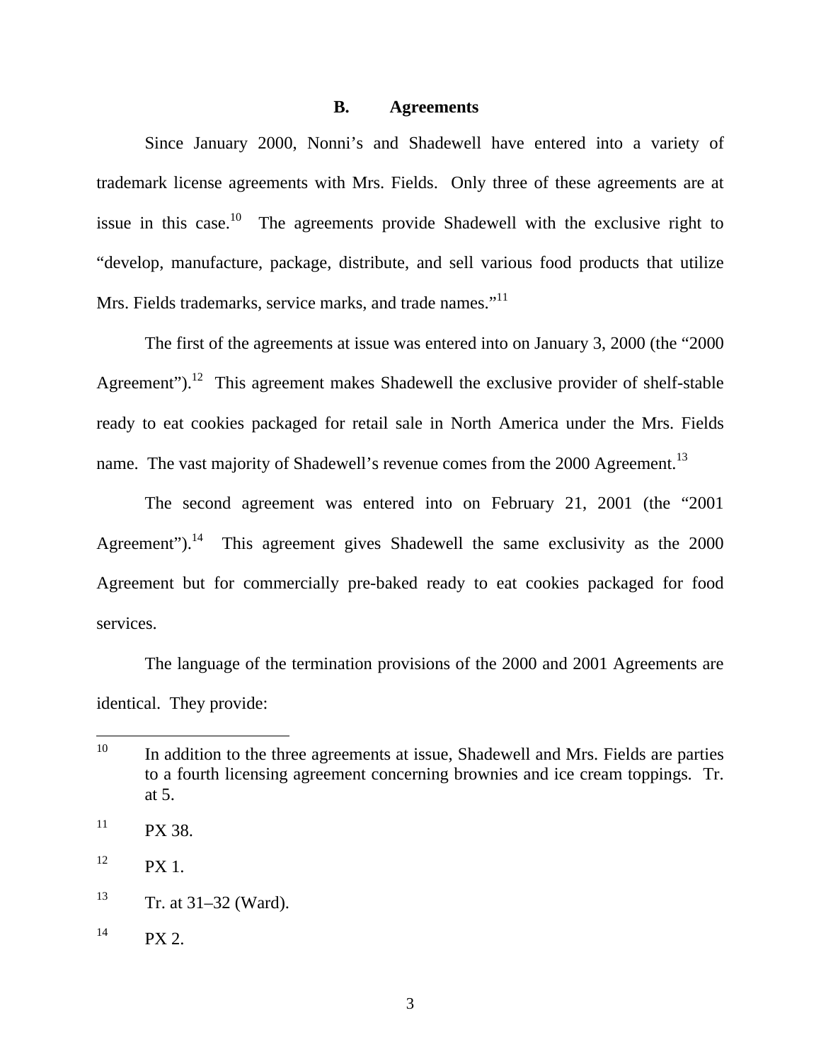### B. Agreements

Since January 2000, Nonni's and Shadewell have entered into a variety of trademark license agreements with Mrs. Fields. Only three of these agreements are at issue in this case.[10] The agreements provide Shadewell with the exclusive right to "develop, manufacture, package, distribute, and sell various food products that utilize Mrs. Fields trademarks, service marks, and trade names."[11]

The first of the agreements at issue was entered into on January 3, 2000 (the "2000 Agreement").[12] This agreement makes Shadewell the exclusive provider of shelf-stable ready to eat cookies packaged for retail sale in North America under the Mrs. Fields name. The vast majority of Shadewell's revenue comes from the 2000 Agreement.[13]

The second agreement was entered into on February 21, 2001 (the "2001 Agreement").[14] This agreement gives Shadewell the same exclusivity as the 2000 Agreement but for commercially pre-baked ready to eat cookies packaged for food services.

The language of the termination provisions of the 2000 and 2001 Agreements are identical. They provide:

---

[10] In addition to the three agreements at issue, Shadewell and Mrs. Fields are parties to a fourth licensing agreement concerning brownies and ice cream toppings. Tr. at 5.

[11] PX 38.

[12] PX 1.

[13] Tr. at 31–32 (Ward).

[14] PX 2.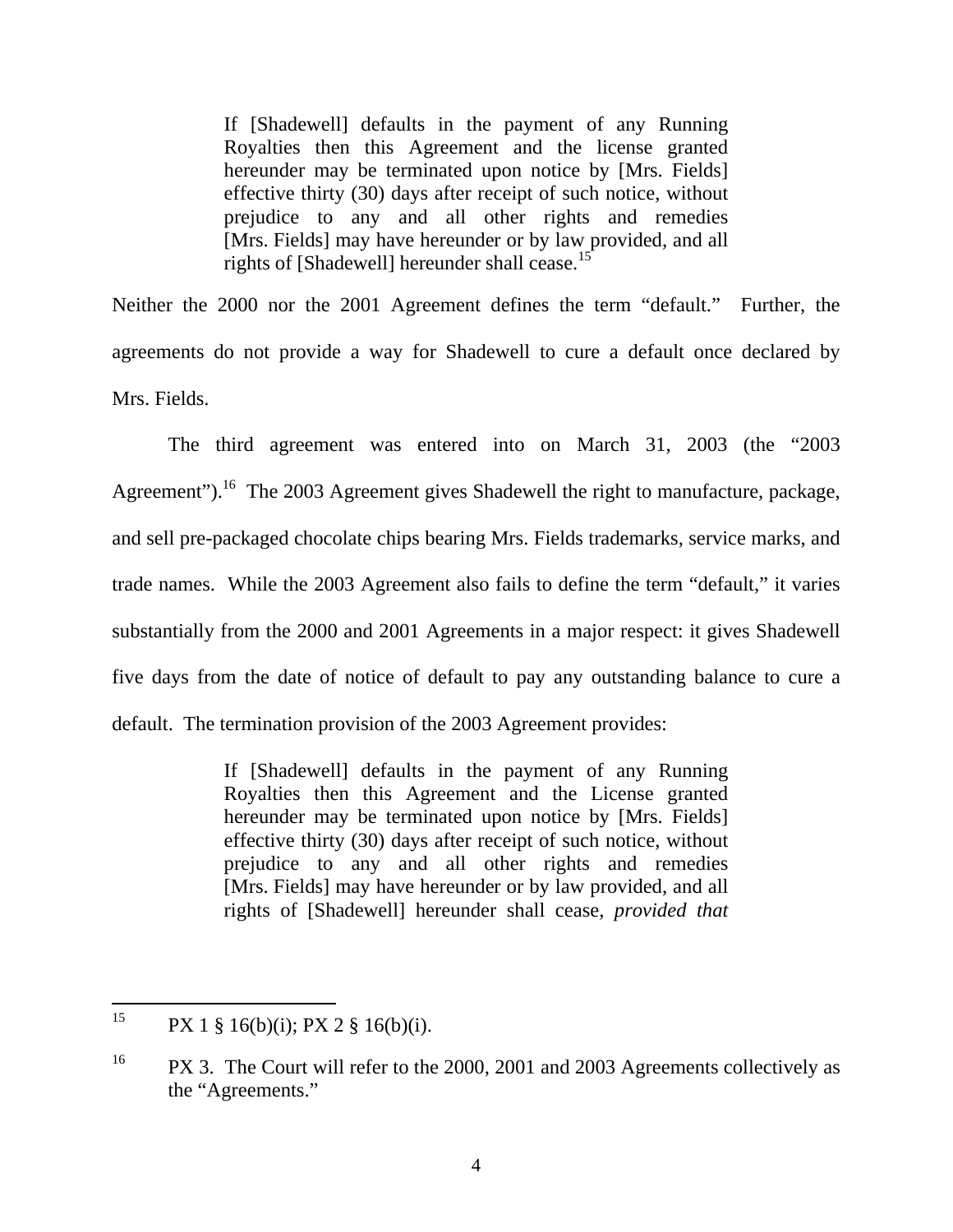> If [Shadewell] defaults in the payment of any Running Royalties then this Agreement and the license granted hereunder may be terminated upon notice by [Mrs. Fields] effective thirty (30) days after receipt of such notice, without prejudice to any and all other rights and remedies [Mrs. Fields] may have hereunder or by law provided, and all rights of [Shadewell] hereunder shall cease.[15]

Neither the 2000 nor the 2001 Agreement defines the term "default." Further, the agreements do not provide a way for Shadewell to cure a default once declared by Mrs. Fields.

The third agreement was entered into on March 31, 2003 (the "2003 Agreement").[16] The 2003 Agreement gives Shadewell the right to manufacture, package, and sell pre-packaged chocolate chips bearing Mrs. Fields trademarks, service marks, and trade names. While the 2003 Agreement also fails to define the term "default," it varies substantially from the 2000 and 2001 Agreements in a major respect: it gives Shadewell five days from the date of notice of default to pay any outstanding balance to cure a default. The termination provision of the 2003 Agreement provides:

> If [Shadewell] defaults in the payment of any Running Royalties then this Agreement and the License granted hereunder may be terminated upon notice by [Mrs. Fields] effective thirty (30) days after receipt of such notice, without prejudice to any and all other rights and remedies [Mrs. Fields] may have hereunder or by law provided, and all rights of [Shadewell] hereunder shall cease, *provided that*

---

[15] PX 1 § 16(b)(i); PX 2 § 16(b)(i).

[16] PX 3. The Court will refer to the 2000, 2001 and 2003 Agreements collectively as the "Agreements."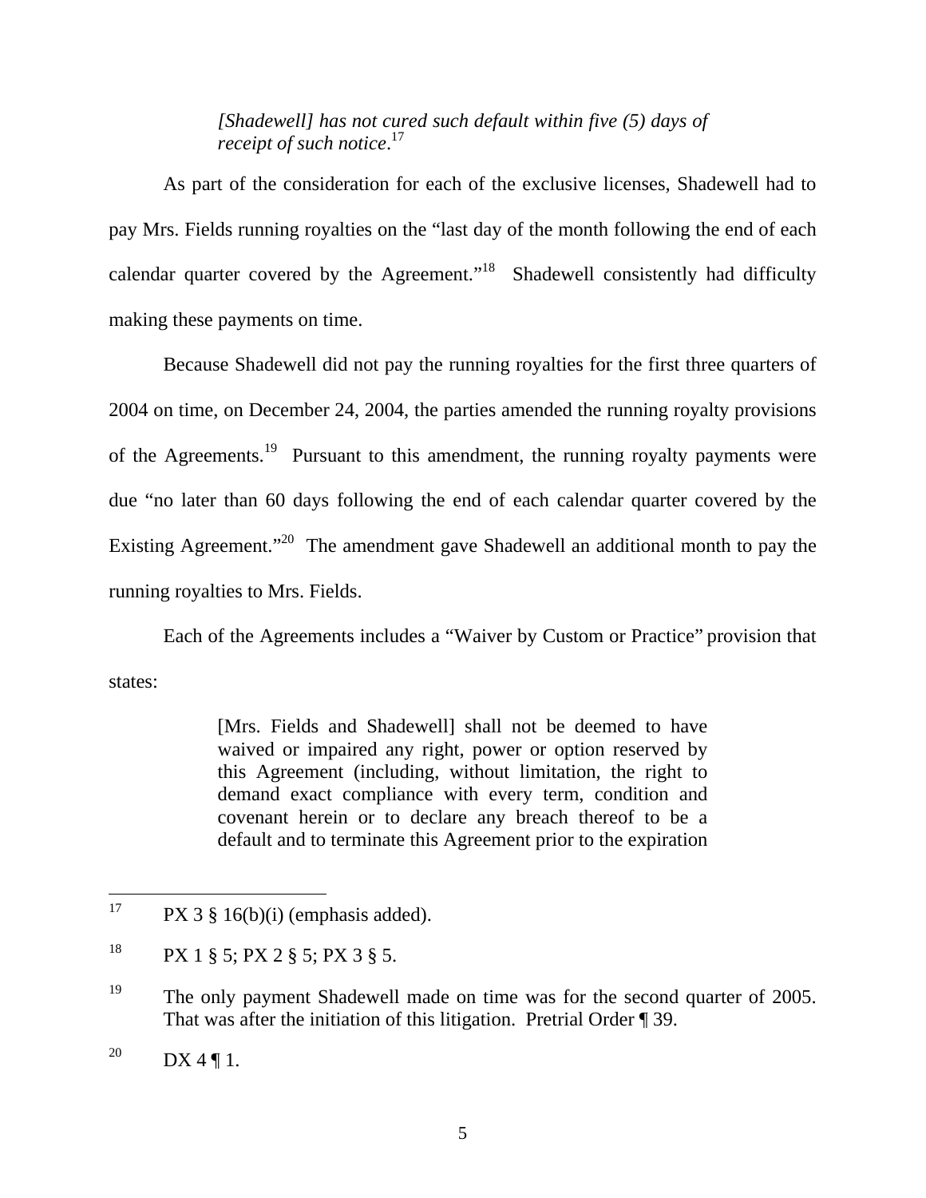> *[Shadewell] has not cured such default within five (5) days of receipt of such notice*.[17]

As part of the consideration for each of the exclusive licenses, Shadewell had to pay Mrs. Fields running royalties on the "last day of the month following the end of each calendar quarter covered by the Agreement."[18] Shadewell consistently had difficulty making these payments on time.

Because Shadewell did not pay the running royalties for the first three quarters of 2004 on time, on December 24, 2004, the parties amended the running royalty provisions of the Agreements.[19] Pursuant to this amendment, the running royalty payments were due "no later than 60 days following the end of each calendar quarter covered by the Existing Agreement."[20] The amendment gave Shadewell an additional month to pay the running royalties to Mrs. Fields.

Each of the Agreements includes a "Waiver by Custom or Practice" provision that states:

> [Mrs. Fields and Shadewell] shall not be deemed to have waived or impaired any right, power or option reserved by this Agreement (including, without limitation, the right to demand exact compliance with every term, condition and covenant herein or to declare any breach thereof to be a default and to terminate this Agreement prior to the expiration

---

[17] PX 3 § 16(b)(i) (emphasis added).

[18] PX 1 § 5; PX 2 § 5; PX 3 § 5.

[19] The only payment Shadewell made on time was for the second quarter of 2005. That was after the initiation of this litigation. Pretrial Order ¶ 39.

[20] DX 4 ¶ 1.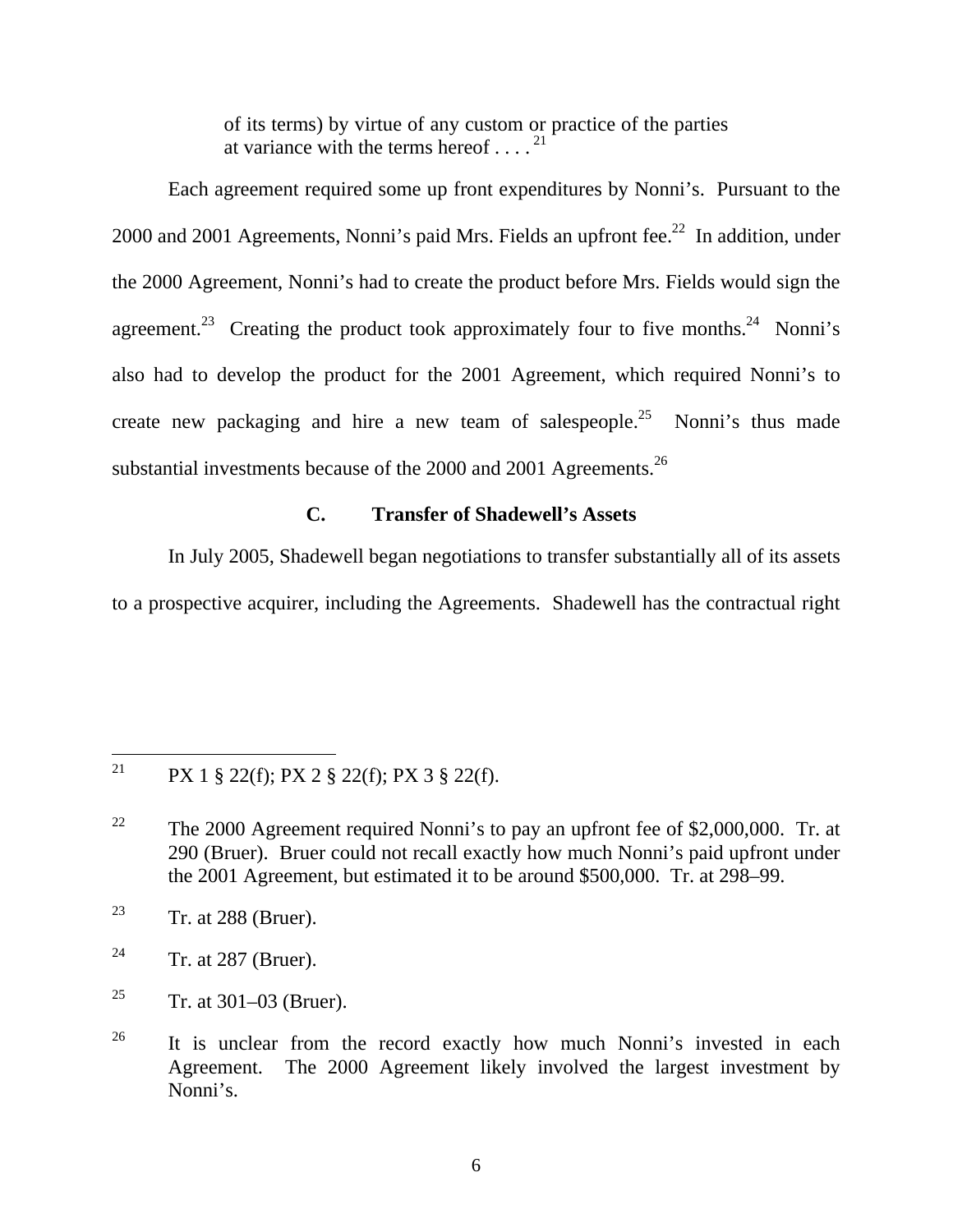> of its terms) by virtue of any custom or practice of the parties at variance with the terms hereof . . . .[21]

Each agreement required some up front expenditures by Nonni's. Pursuant to the 2000 and 2001 Agreements, Nonni's paid Mrs. Fields an upfront fee.[22] In addition, under the 2000 Agreement, Nonni's had to create the product before Mrs. Fields would sign the agreement.[23] Creating the product took approximately four to five months.[24] Nonni's also had to develop the product for the 2001 Agreement, which required Nonni's to create new packaging and hire a new team of salespeople.[25] Nonni's thus made substantial investments because of the 2000 and 2001 Agreements.[26]

### C. Transfer of Shadewell's Assets

In July 2005, Shadewell began negotiations to transfer substantially all of its assets to a prospective acquirer, including the Agreements. Shadewell has the contractual right

---

[21] PX 1 § 22(f); PX 2 § 22(f); PX 3 § 22(f).

[22] The 2000 Agreement required Nonni's to pay an upfront fee of $2,000,000. Tr. at 290 (Bruer). Bruer could not recall exactly how much Nonni's paid upfront under the 2001 Agreement, but estimated it to be around $500,000. Tr. at 298–99.

[23] Tr. at 288 (Bruer).

[24] Tr. at 287 (Bruer).

[25] Tr. at 301–03 (Bruer).

[26] It is unclear from the record exactly how much Nonni's invested in each Agreement. The 2000 Agreement likely involved the largest investment by Nonni's.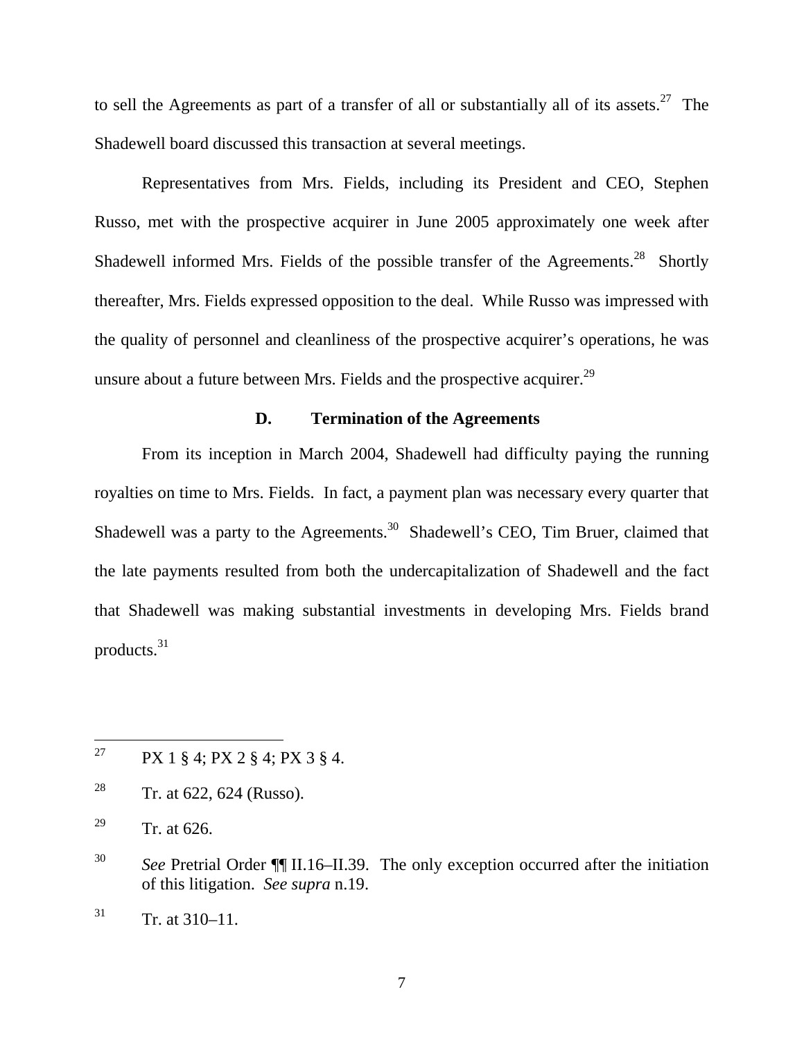to sell the Agreements as part of a transfer of all or substantially all of its assets.[27] The Shadewell board discussed this transaction at several meetings.

Representatives from Mrs. Fields, including its President and CEO, Stephen Russo, met with the prospective acquirer in June 2005 approximately one week after Shadewell informed Mrs. Fields of the possible transfer of the Agreements.[28] Shortly thereafter, Mrs. Fields expressed opposition to the deal. While Russo was impressed with the quality of personnel and cleanliness of the prospective acquirer's operations, he was unsure about a future between Mrs. Fields and the prospective acquirer.[29]

### D. Termination of the Agreements

From its inception in March 2004, Shadewell had difficulty paying the running royalties on time to Mrs. Fields. In fact, a payment plan was necessary every quarter that Shadewell was a party to the Agreements.[30] Shadewell's CEO, Tim Bruer, claimed that the late payments resulted from both the undercapitalization of Shadewell and the fact that Shadewell was making substantial investments in developing Mrs. Fields brand products.[31]

---

[27] PX 1 § 4; PX 2 § 4; PX 3 § 4.

[28] Tr. at 622, 624 (Russo).

[29] Tr. at 626.

[30] *See* Pretrial Order ¶¶ II.16–II.39. The only exception occurred after the initiation of this litigation. *See supra* n.19.

[31] Tr. at 310–11.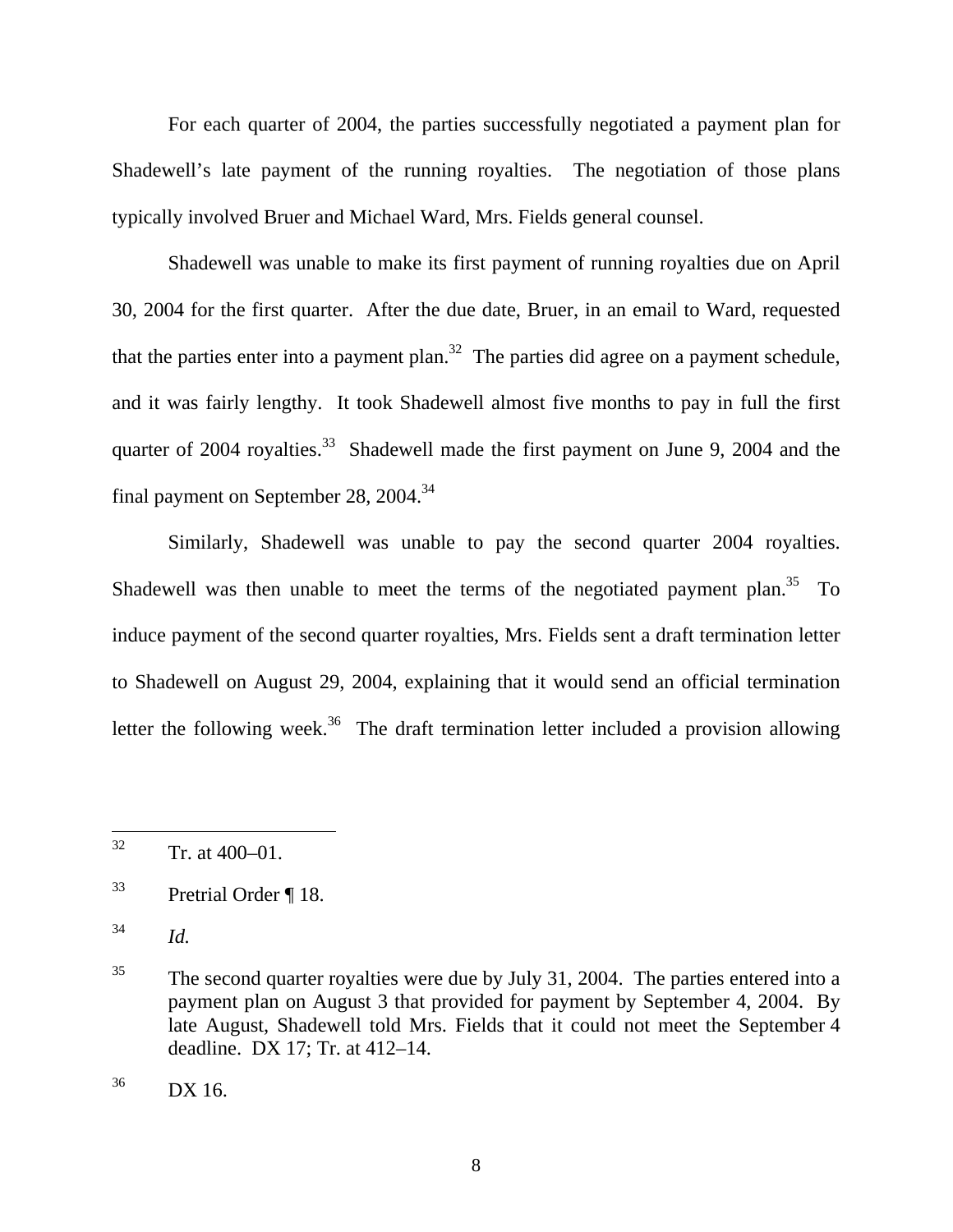For each quarter of 2004, the parties successfully negotiated a payment plan for Shadewell's late payment of the running royalties. The negotiation of those plans typically involved Bruer and Michael Ward, Mrs. Fields general counsel.

Shadewell was unable to make its first payment of running royalties due on April 30, 2004 for the first quarter. After the due date, Bruer, in an email to Ward, requested that the parties enter into a payment plan.[32] The parties did agree on a payment schedule, and it was fairly lengthy. It took Shadewell almost five months to pay in full the first quarter of 2004 royalties.[33] Shadewell made the first payment on June 9, 2004 and the final payment on September 28, 2004.[34]

Similarly, Shadewell was unable to pay the second quarter 2004 royalties. Shadewell was then unable to meet the terms of the negotiated payment plan.[35] To induce payment of the second quarter royalties, Mrs. Fields sent a draft termination letter to Shadewell on August 29, 2004, explaining that it would send an official termination letter the following week.[36] The draft termination letter included a provision allowing

---

[32] Tr. at 400–01.

[33] Pretrial Order ¶ 18.

[34] *Id.*

[35] The second quarter royalties were due by July 31, 2004. The parties entered into a payment plan on August 3 that provided for payment by September 4, 2004. By late August, Shadewell told Mrs. Fields that it could not meet the September 4 deadline. DX 17; Tr. at 412–14.

[36] DX 16.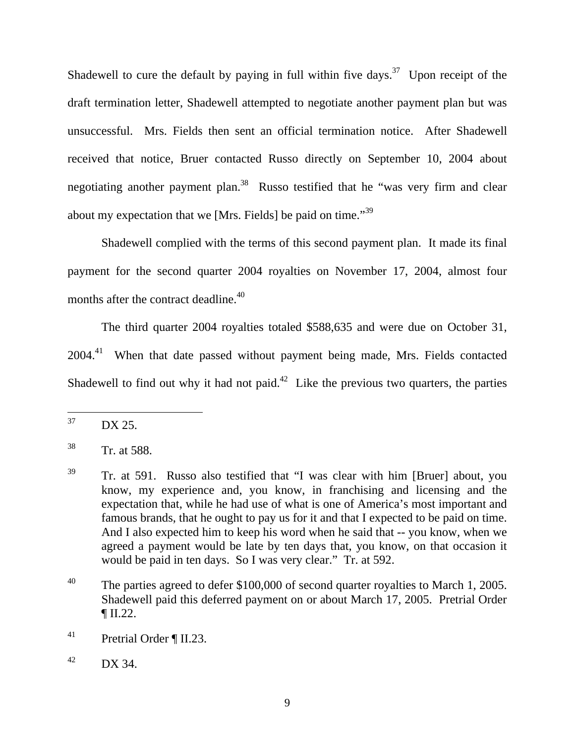Shadewell to cure the default by paying in full within five days.[37] Upon receipt of the draft termination letter, Shadewell attempted to negotiate another payment plan but was unsuccessful. Mrs. Fields then sent an official termination notice. After Shadewell received that notice, Bruer contacted Russo directly on September 10, 2004 about negotiating another payment plan.[38] Russo testified that he "was very firm and clear about my expectation that we [Mrs. Fields] be paid on time."[39]

Shadewell complied with the terms of this second payment plan. It made its final payment for the second quarter 2004 royalties on November 17, 2004, almost four months after the contract deadline.[40]

The third quarter 2004 royalties totaled $588,635 and were due on October 31, 2004.[41] When that date passed without payment being made, Mrs. Fields contacted Shadewell to find out why it had not paid.[42] Like the previous two quarters, the parties

---

[37] DX 25.

[38] Tr. at 588.

[39] Tr. at 591. Russo also testified that "I was clear with him [Bruer] about, you know, my experience and, you know, in franchising and licensing and the expectation that, while he had use of what is one of America's most important and famous brands, that he ought to pay us for it and that I expected to be paid on time. And I also expected him to keep his word when he said that -- you know, when we agreed a payment would be late by ten days that, you know, on that occasion it would be paid in ten days. So I was very clear." Tr. at 592.

[40] The parties agreed to defer $100,000 of second quarter royalties to March 1, 2005. Shadewell paid this deferred payment on or about March 17, 2005. Pretrial Order ¶ II.22.

[41] Pretrial Order ¶ II.23.

[42] DX 34.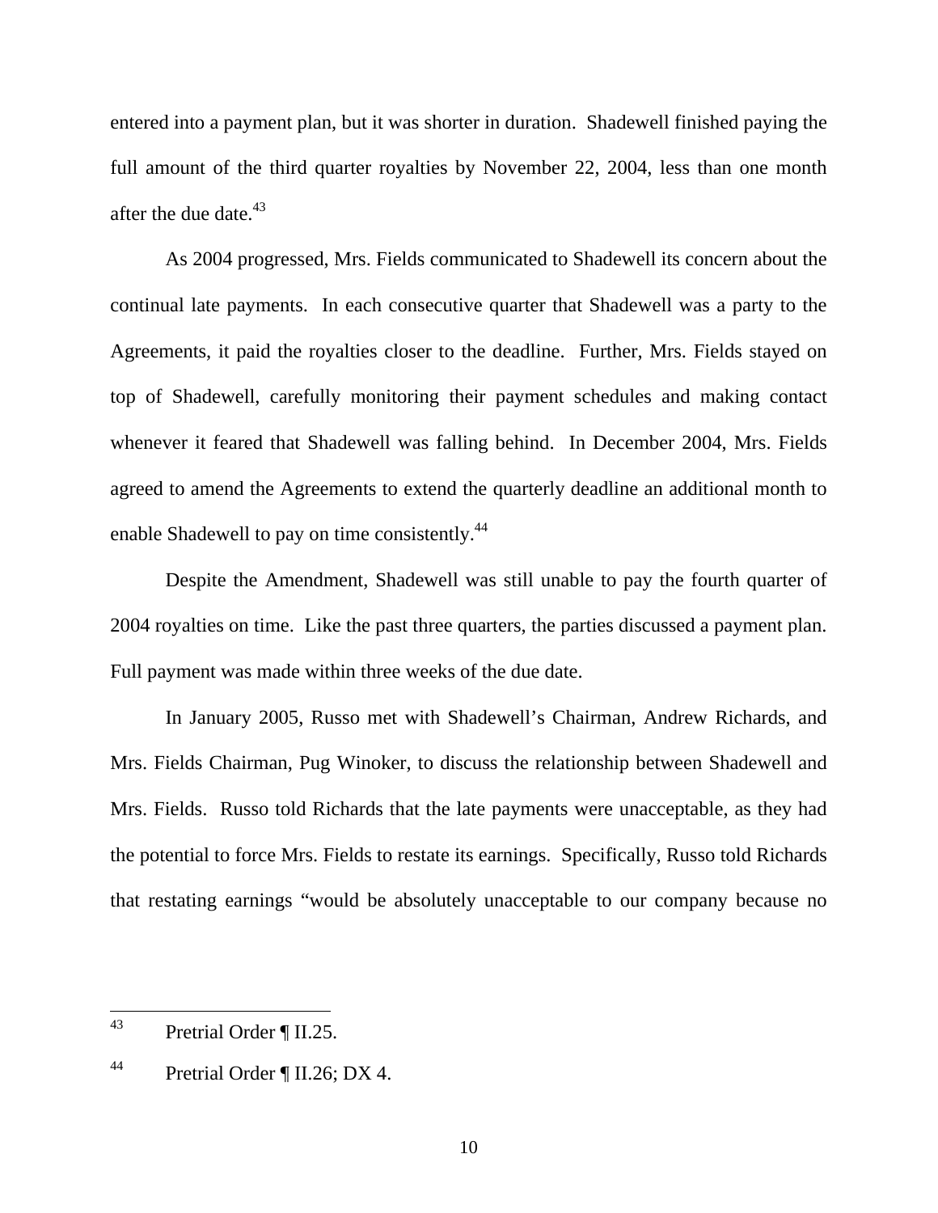entered into a payment plan, but it was shorter in duration. Shadewell finished paying the full amount of the third quarter royalties by November 22, 2004, less than one month after the due date.[43]

As 2004 progressed, Mrs. Fields communicated to Shadewell its concern about the continual late payments. In each consecutive quarter that Shadewell was a party to the Agreements, it paid the royalties closer to the deadline. Further, Mrs. Fields stayed on top of Shadewell, carefully monitoring their payment schedules and making contact whenever it feared that Shadewell was falling behind. In December 2004, Mrs. Fields agreed to amend the Agreements to extend the quarterly deadline an additional month to enable Shadewell to pay on time consistently.[44]

Despite the Amendment, Shadewell was still unable to pay the fourth quarter of 2004 royalties on time. Like the past three quarters, the parties discussed a payment plan. Full payment was made within three weeks of the due date.

In January 2005, Russo met with Shadewell's Chairman, Andrew Richards, and Mrs. Fields Chairman, Pug Winoker, to discuss the relationship between Shadewell and Mrs. Fields. Russo told Richards that the late payments were unacceptable, as they had the potential to force Mrs. Fields to restate its earnings. Specifically, Russo told Richards that restating earnings "would be absolutely unacceptable to our company because no

---

[43] Pretrial Order ¶ II.25.

[44] Pretrial Order ¶ II.26; DX 4.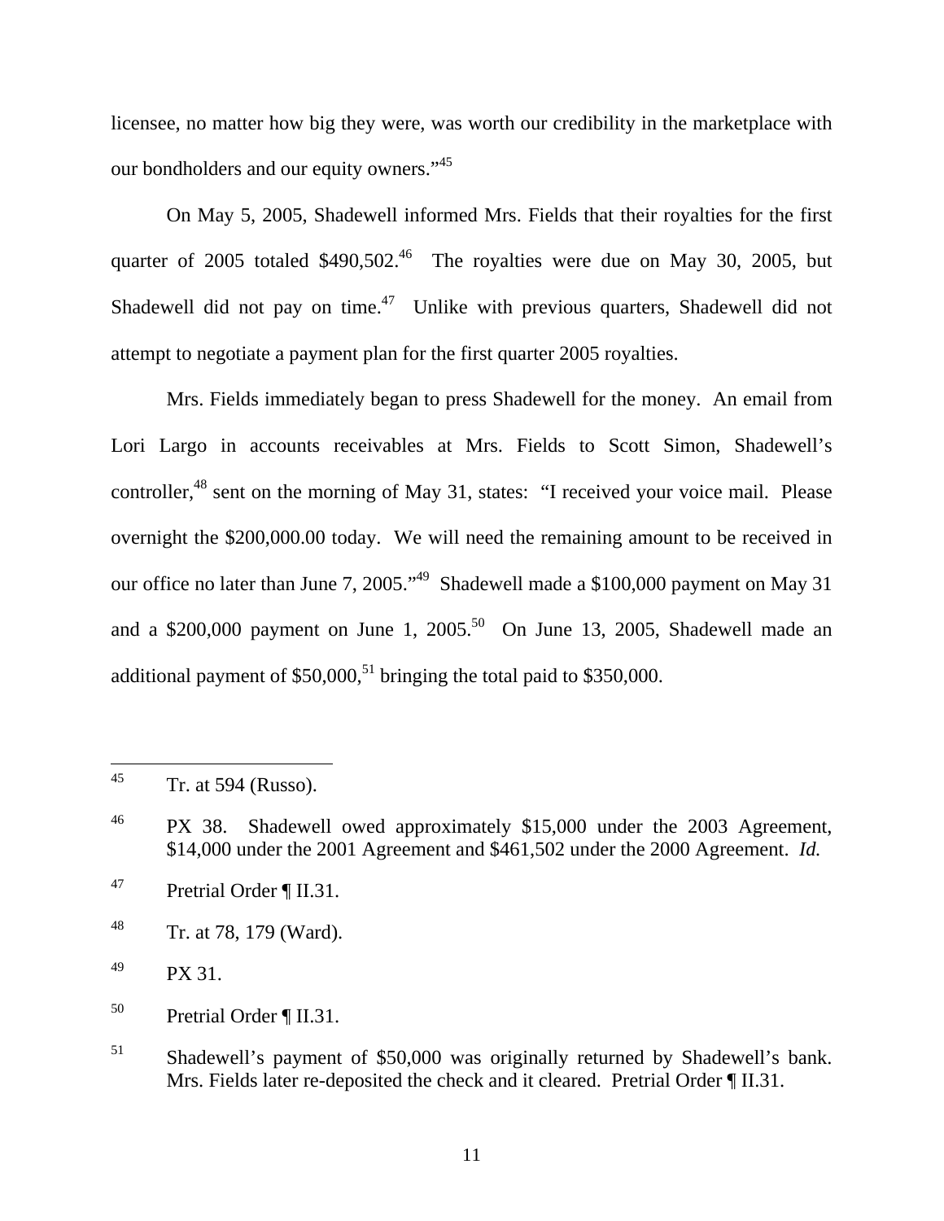licensee, no matter how big they were, was worth our credibility in the marketplace with our bondholders and our equity owners."[45]

On May 5, 2005, Shadewell informed Mrs. Fields that their royalties for the first quarter of 2005 totaled \$490,502.[46] The royalties were due on May 30, 2005, but Shadewell did not pay on time.[47] Unlike with previous quarters, Shadewell did not attempt to negotiate a payment plan for the first quarter 2005 royalties.

Mrs. Fields immediately began to press Shadewell for the money. An email from Lori Largo in accounts receivables at Mrs. Fields to Scott Simon, Shadewell's controller,[48] sent on the morning of May 31, states: "I received your voice mail. Please overnight the \$200,000.00 today. We will need the remaining amount to be received in our office no later than June 7, 2005."[49] Shadewell made a \$100,000 payment on May 31 and a \$200,000 payment on June 1, 2005.[50] On June 13, 2005, Shadewell made an additional payment of \$50,000,[51] bringing the total paid to \$350,000.

---

[45] Tr. at 594 (Russo).

[46] PX 38. Shadewell owed approximately \$15,000 under the 2003 Agreement, \$14,000 under the 2001 Agreement and \$461,502 under the 2000 Agreement. *Id.*

[47] Pretrial Order ¶ II.31.

[48] Tr. at 78, 179 (Ward).

[49] PX 31.

[50] Pretrial Order ¶ II.31.

[51] Shadewell's payment of \$50,000 was originally returned by Shadewell's bank. Mrs. Fields later re-deposited the check and it cleared. Pretrial Order ¶ II.31.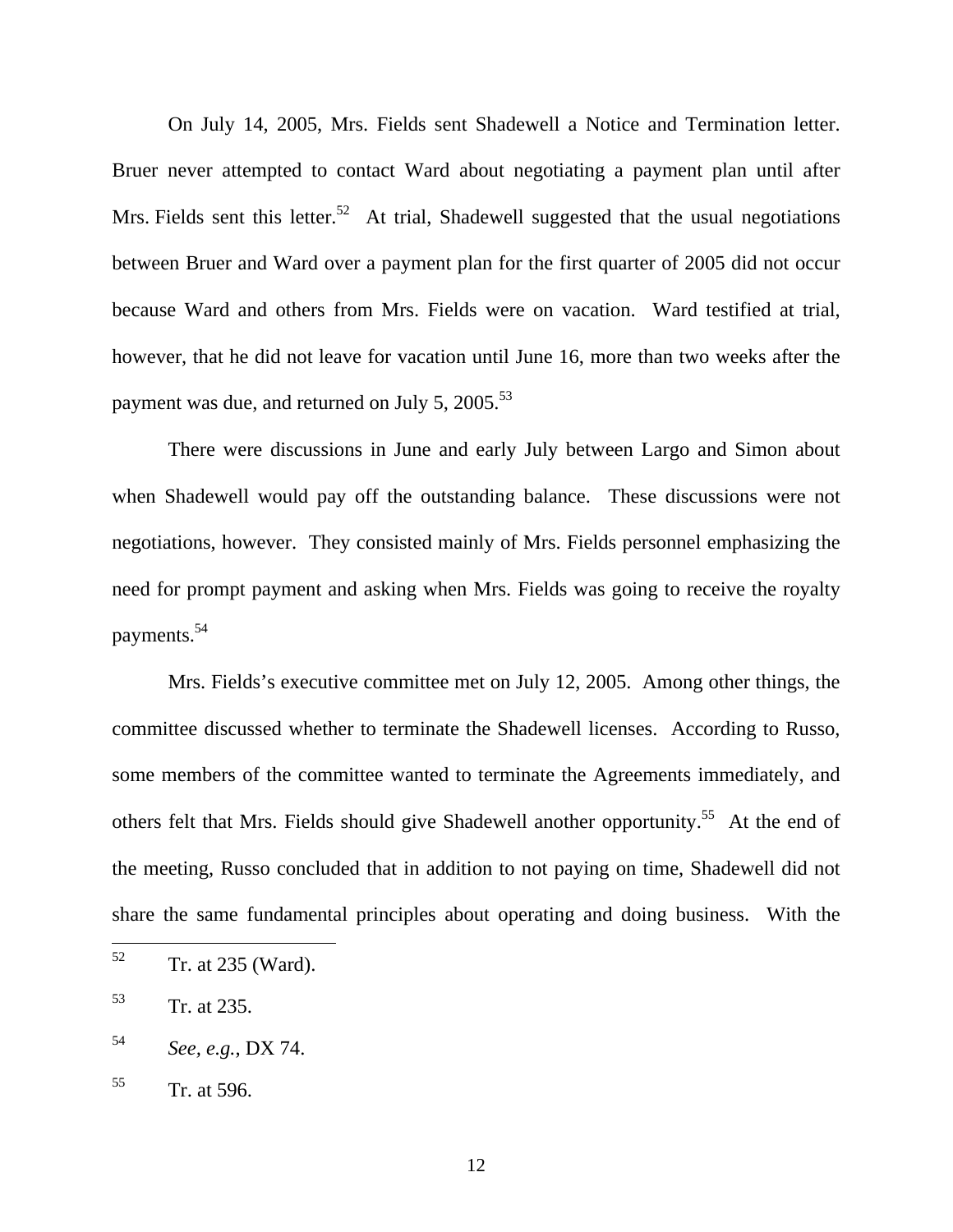On July 14, 2005, Mrs. Fields sent Shadewell a Notice and Termination letter. Bruer never attempted to contact Ward about negotiating a payment plan until after Mrs. Fields sent this letter.[52] At trial, Shadewell suggested that the usual negotiations between Bruer and Ward over a payment plan for the first quarter of 2005 did not occur because Ward and others from Mrs. Fields were on vacation. Ward testified at trial, however, that he did not leave for vacation until June 16, more than two weeks after the payment was due, and returned on July 5, 2005.[53]

There were discussions in June and early July between Largo and Simon about when Shadewell would pay off the outstanding balance. These discussions were not negotiations, however. They consisted mainly of Mrs. Fields personnel emphasizing the need for prompt payment and asking when Mrs. Fields was going to receive the royalty payments.[54]

Mrs. Fields's executive committee met on July 12, 2005. Among other things, the committee discussed whether to terminate the Shadewell licenses. According to Russo, some members of the committee wanted to terminate the Agreements immediately, and others felt that Mrs. Fields should give Shadewell another opportunity.[55] At the end of the meeting, Russo concluded that in addition to not paying on time, Shadewell did not share the same fundamental principles about operating and doing business. With the

---

[52] Tr. at 235 (Ward).

[53] Tr. at 235.

[54] *See, e.g.*, DX 74.

[55] Tr. at 596.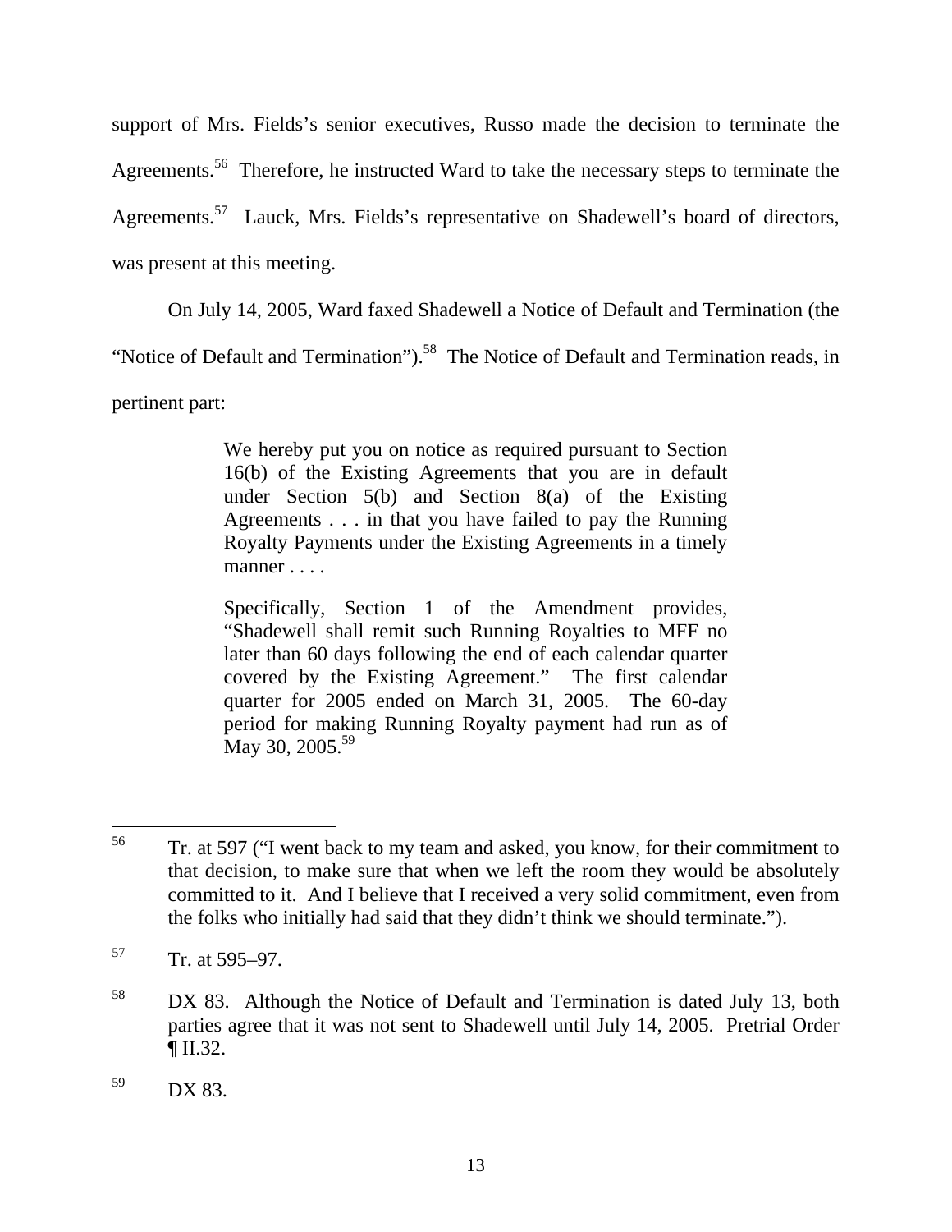support of Mrs. Fields's senior executives, Russo made the decision to terminate the Agreements.[56] Therefore, he instructed Ward to take the necessary steps to terminate the Agreements.[57] Lauck, Mrs. Fields's representative on Shadewell's board of directors, was present at this meeting.

On July 14, 2005, Ward faxed Shadewell a Notice of Default and Termination (the "Notice of Default and Termination").[58] The Notice of Default and Termination reads, in pertinent part:

> We hereby put you on notice as required pursuant to Section 16(b) of the Existing Agreements that you are in default under Section 5(b) and Section 8(a) of the Existing Agreements . . . in that you have failed to pay the Running Royalty Payments under the Existing Agreements in a timely manner . . . .
>
> Specifically, Section 1 of the Amendment provides, "Shadewell shall remit such Running Royalties to MFF no later than 60 days following the end of each calendar quarter covered by the Existing Agreement." The first calendar quarter for 2005 ended on March 31, 2005. The 60-day period for making Running Royalty payment had run as of May 30, 2005.[59]

---

[56] Tr. at 597 ("I went back to my team and asked, you know, for their commitment to that decision, to make sure that when we left the room they would be absolutely committed to it. And I believe that I received a very solid commitment, even from the folks who initially had said that they didn't think we should terminate.").

[57] Tr. at 595–97.

[58] DX 83. Although the Notice of Default and Termination is dated July 13, both parties agree that it was not sent to Shadewell until July 14, 2005. Pretrial Order ¶ II.32.

[59] DX 83.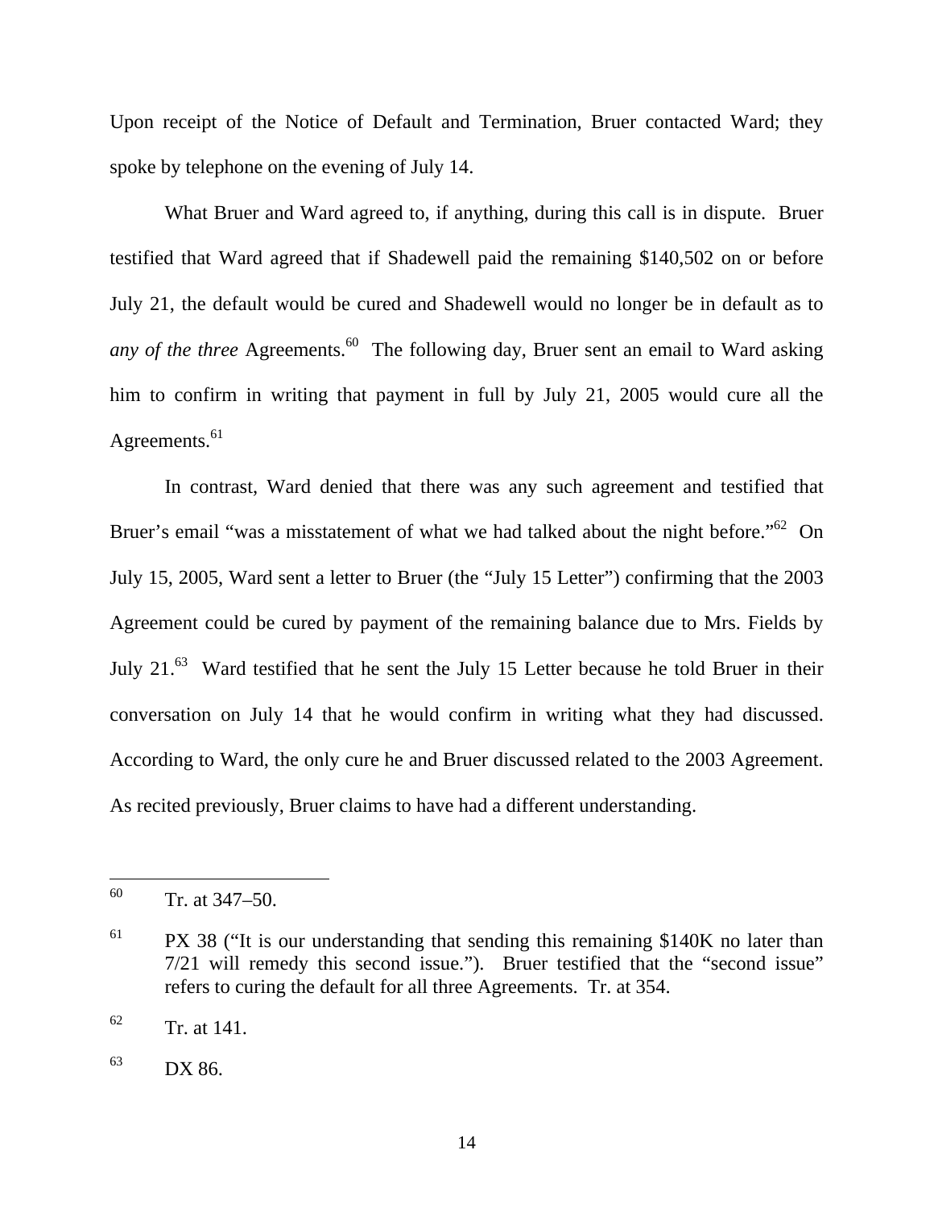Upon receipt of the Notice of Default and Termination, Bruer contacted Ward; they spoke by telephone on the evening of July 14.

What Bruer and Ward agreed to, if anything, during this call is in dispute. Bruer testified that Ward agreed that if Shadewell paid the remaining $140,502 on or before July 21, the default would be cured and Shadewell would no longer be in default as to *any of the three* Agreements.[60] The following day, Bruer sent an email to Ward asking him to confirm in writing that payment in full by July 21, 2005 would cure all the Agreements.[61]

In contrast, Ward denied that there was any such agreement and testified that Bruer's email "was a misstatement of what we had talked about the night before."[62] On July 15, 2005, Ward sent a letter to Bruer (the "July 15 Letter") confirming that the 2003 Agreement could be cured by payment of the remaining balance due to Mrs. Fields by July 21.[63] Ward testified that he sent the July 15 Letter because he told Bruer in their conversation on July 14 that he would confirm in writing what they had discussed. According to Ward, the only cure he and Bruer discussed related to the 2003 Agreement. As recited previously, Bruer claims to have had a different understanding.

---

[60] Tr. at 347–50.

[61] PX 38 ("It is our understanding that sending this remaining $140K no later than 7/21 will remedy this second issue."). Bruer testified that the "second issue" refers to curing the default for all three Agreements. Tr. at 354.

[62] Tr. at 141.

[63] DX 86.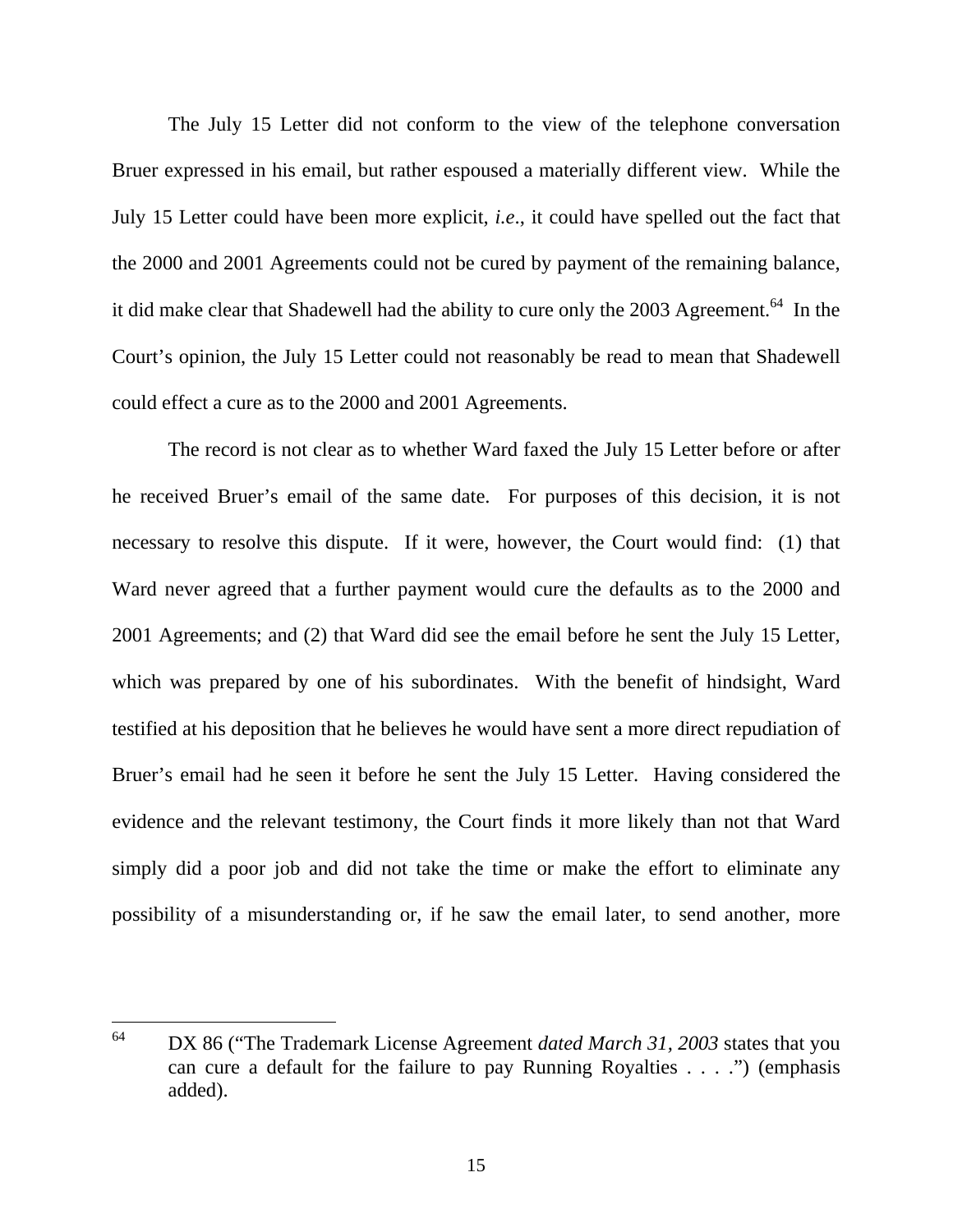The July 15 Letter did not conform to the view of the telephone conversation Bruer expressed in his email, but rather espoused a materially different view. While the July 15 Letter could have been more explicit, *i.e*., it could have spelled out the fact that the 2000 and 2001 Agreements could not be cured by payment of the remaining balance, it did make clear that Shadewell had the ability to cure only the 2003 Agreement.[64] In the Court's opinion, the July 15 Letter could not reasonably be read to mean that Shadewell could effect a cure as to the 2000 and 2001 Agreements.

The record is not clear as to whether Ward faxed the July 15 Letter before or after he received Bruer's email of the same date. For purposes of this decision, it is not necessary to resolve this dispute. If it were, however, the Court would find: (1) that Ward never agreed that a further payment would cure the defaults as to the 2000 and 2001 Agreements; and (2) that Ward did see the email before he sent the July 15 Letter, which was prepared by one of his subordinates. With the benefit of hindsight, Ward testified at his deposition that he believes he would have sent a more direct repudiation of Bruer's email had he seen it before he sent the July 15 Letter. Having considered the evidence and the relevant testimony, the Court finds it more likely than not that Ward simply did a poor job and did not take the time or make the effort to eliminate any possibility of a misunderstanding or, if he saw the email later, to send another, more

---

[64] DX 86 ("The Trademark License Agreement *dated March 31, 2003* states that you can cure a default for the failure to pay Running Royalties . . . .") (emphasis added).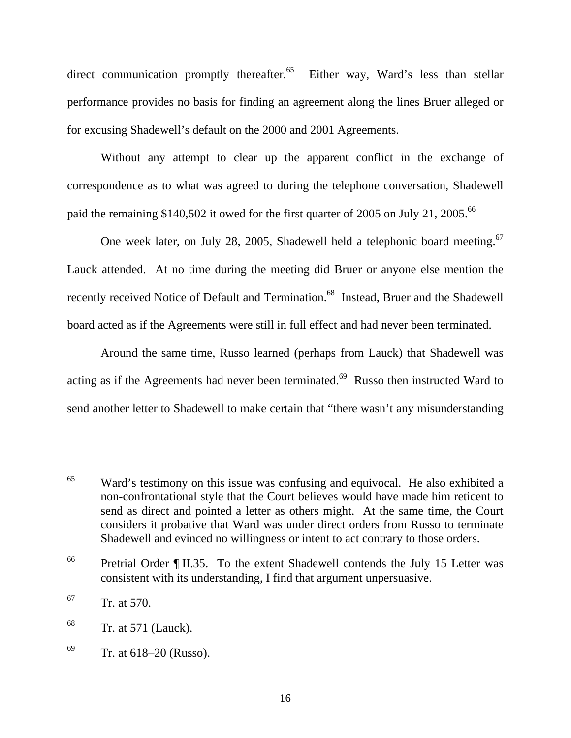direct communication promptly thereafter.[65] Either way, Ward's less than stellar performance provides no basis for finding an agreement along the lines Bruer alleged or for excusing Shadewell's default on the 2000 and 2001 Agreements.

Without any attempt to clear up the apparent conflict in the exchange of correspondence as to what was agreed to during the telephone conversation, Shadewell paid the remaining $140,502 it owed for the first quarter of 2005 on July 21, 2005.[66]

One week later, on July 28, 2005, Shadewell held a telephonic board meeting.[67] Lauck attended. At no time during the meeting did Bruer or anyone else mention the recently received Notice of Default and Termination.[68] Instead, Bruer and the Shadewell board acted as if the Agreements were still in full effect and had never been terminated.

Around the same time, Russo learned (perhaps from Lauck) that Shadewell was acting as if the Agreements had never been terminated.[69] Russo then instructed Ward to send another letter to Shadewell to make certain that "there wasn't any misunderstanding

---

[65] Ward's testimony on this issue was confusing and equivocal. He also exhibited a non-confrontational style that the Court believes would have made him reticent to send as direct and pointed a letter as others might. At the same time, the Court considers it probative that Ward was under direct orders from Russo to terminate Shadewell and evinced no willingness or intent to act contrary to those orders.

[66] Pretrial Order ¶ II.35. To the extent Shadewell contends the July 15 Letter was consistent with its understanding, I find that argument unpersuasive.

[67] Tr. at 570.

[68] Tr. at 571 (Lauck).

[69] Tr. at 618–20 (Russo).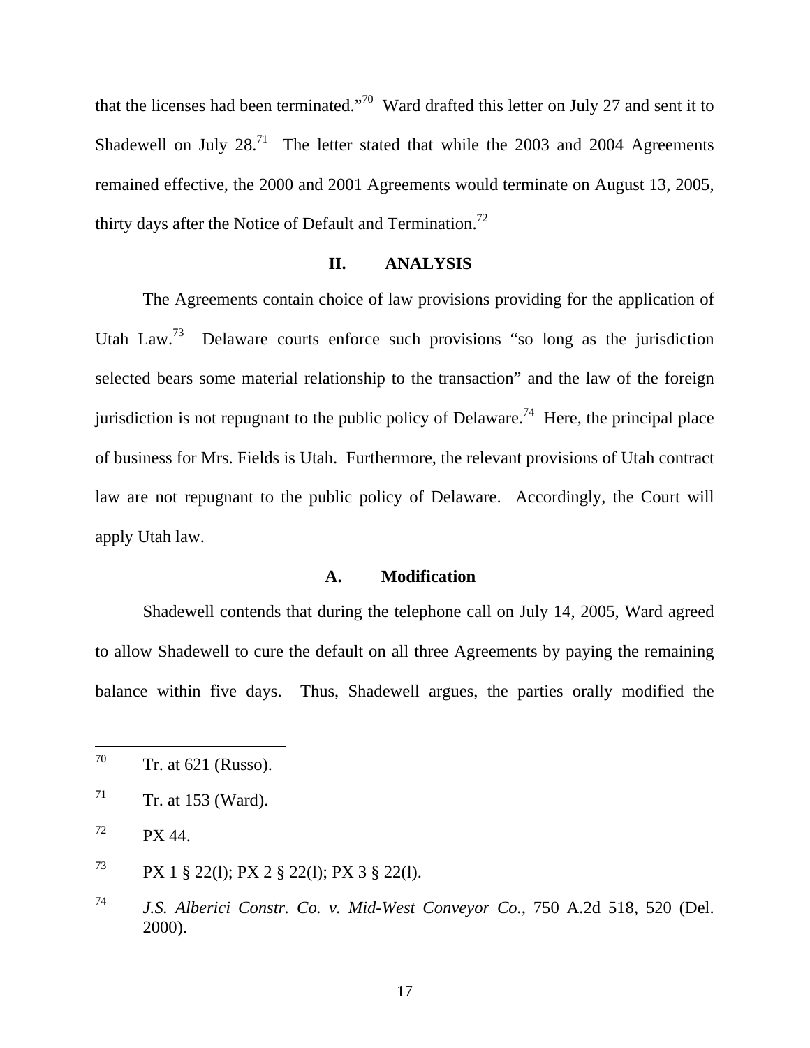that the licenses had been terminated."[70] Ward drafted this letter on July 27 and sent it to Shadewell on July 28.[71] The letter stated that while the 2003 and 2004 Agreements remained effective, the 2000 and 2001 Agreements would terminate on August 13, 2005, thirty days after the Notice of Default and Termination.[72]

## II. ANALYSIS

The Agreements contain choice of law provisions providing for the application of Utah Law.[73] Delaware courts enforce such provisions "so long as the jurisdiction selected bears some material relationship to the transaction" and the law of the foreign jurisdiction is not repugnant to the public policy of Delaware.[74] Here, the principal place of business for Mrs. Fields is Utah. Furthermore, the relevant provisions of Utah contract law are not repugnant to the public policy of Delaware. Accordingly, the Court will apply Utah law.

### A. Modification

Shadewell contends that during the telephone call on July 14, 2005, Ward agreed to allow Shadewell to cure the default on all three Agreements by paying the remaining balance within five days. Thus, Shadewell argues, the parties orally modified the

---

[70] Tr. at 621 (Russo).

[71] Tr. at 153 (Ward).

[72] PX 44.

[73] PX 1 § 22(l); PX 2 § 22(l); PX 3 § 22(l).

[74] *J.S. Alberici Constr. Co. v. Mid-West Conveyor Co.*, 750 A.2d 518, 520 (Del. 2000).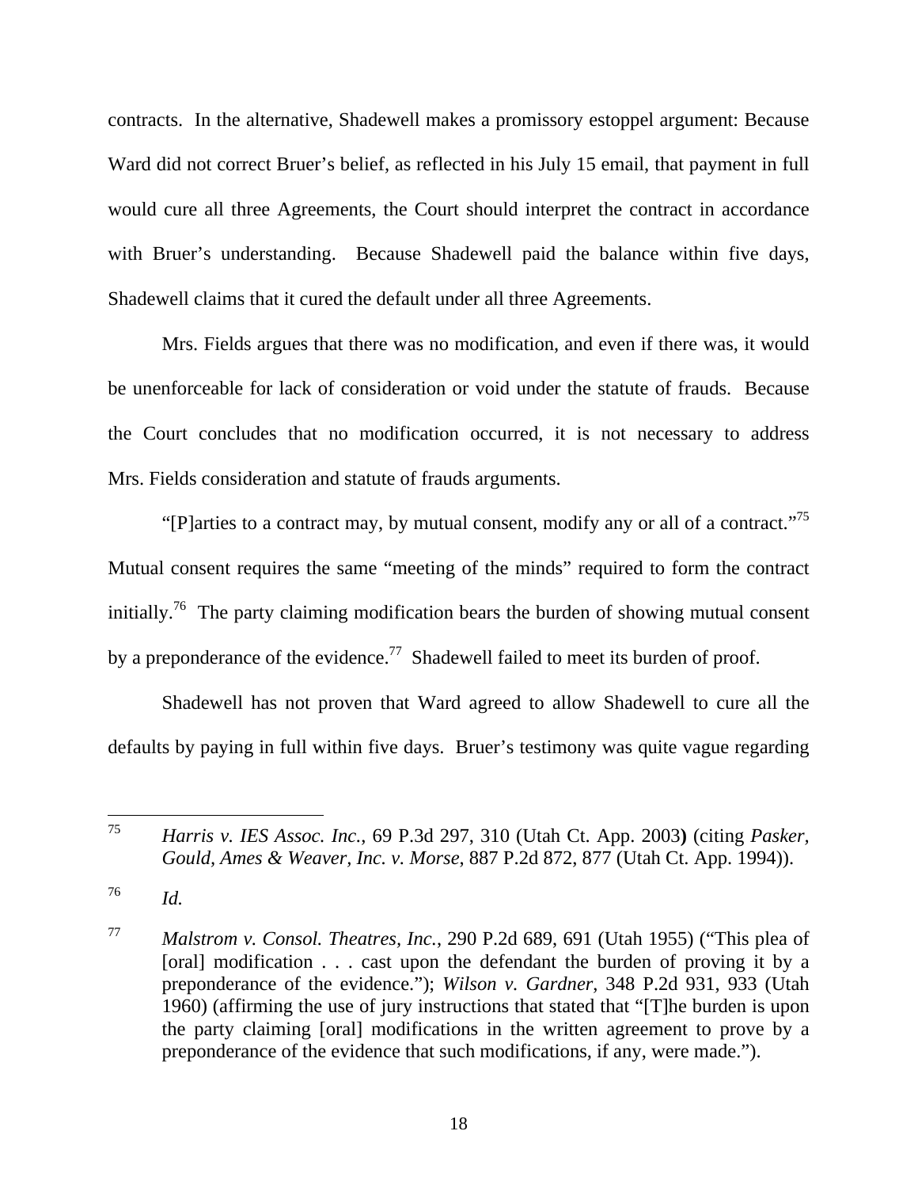contracts. In the alternative, Shadewell makes a promissory estoppel argument: Because Ward did not correct Bruer's belief, as reflected in his July 15 email, that payment in full would cure all three Agreements, the Court should interpret the contract in accordance with Bruer's understanding. Because Shadewell paid the balance within five days, Shadewell claims that it cured the default under all three Agreements.

Mrs. Fields argues that there was no modification, and even if there was, it would be unenforceable for lack of consideration or void under the statute of frauds. Because the Court concludes that no modification occurred, it is not necessary to address Mrs. Fields consideration and statute of frauds arguments.

"[P]arties to a contract may, by mutual consent, modify any or all of a contract."[75] Mutual consent requires the same "meeting of the minds" required to form the contract initially.[76] The party claiming modification bears the burden of showing mutual consent by a preponderance of the evidence.[77] Shadewell failed to meet its burden of proof.

Shadewell has not proven that Ward agreed to allow Shadewell to cure all the defaults by paying in full within five days. Bruer's testimony was quite vague regarding

---

[75] *Harris v. IES Assoc. Inc.*, 69 P.3d 297, 310 (Utah Ct. App. 2003) (citing *Pasker, Gould, Ames & Weaver, Inc. v. Morse*, 887 P.2d 872, 877 (Utah Ct. App. 1994)).

[76] *Id.*

[77] *Malstrom v. Consol. Theatres, Inc.*, 290 P.2d 689, 691 (Utah 1955) ("This plea of [oral] modification . . . cast upon the defendant the burden of proving it by a preponderance of the evidence."); *Wilson v. Gardner*, 348 P.2d 931, 933 (Utah 1960) (affirming the use of jury instructions that stated that "[T]he burden is upon the party claiming [oral] modifications in the written agreement to prove by a preponderance of the evidence that such modifications, if any, were made.").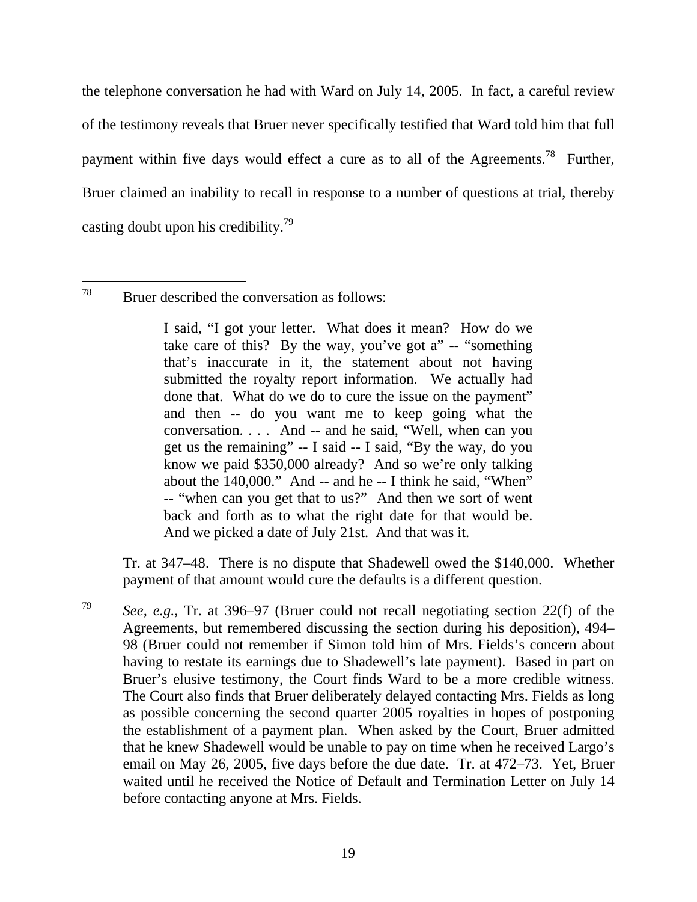the telephone conversation he had with Ward on July 14, 2005. In fact, a careful review of the testimony reveals that Bruer never specifically testified that Ward told him that full payment within five days would effect a cure as to all of the Agreements.[78] Further, Bruer claimed an inability to recall in response to a number of questions at trial, thereby casting doubt upon his credibility.[79]

---

[78] Bruer described the conversation as follows:

> I said, "I got your letter. What does it mean? How do we take care of this? By the way, you've got a" -- "something that's inaccurate in it, the statement about not having submitted the royalty report information. We actually had done that. What do we do to cure the issue on the payment" and then -- do you want me to keep going what the conversation. . . . And -- and he said, "Well, when can you get us the remaining" -- I said -- I said, "By the way, do you know we paid $350,000 already? And so we're only talking about the 140,000." And -- and he -- I think he said, "When" -- "when can you get that to us?" And then we sort of went back and forth as to what the right date for that would be. And we picked a date of July 21st. And that was it.

Tr. at 347–48. There is no dispute that Shadewell owed the $140,000. Whether payment of that amount would cure the defaults is a different question.

[79] *See, e.g.*, Tr. at 396–97 (Bruer could not recall negotiating section 22(f) of the Agreements, but remembered discussing the section during his deposition), 494–98 (Bruer could not remember if Simon told him of Mrs. Fields's concern about having to restate its earnings due to Shadewell's late payment). Based in part on Bruer's elusive testimony, the Court finds Ward to be a more credible witness. The Court also finds that Bruer deliberately delayed contacting Mrs. Fields as long as possible concerning the second quarter 2005 royalties in hopes of postponing the establishment of a payment plan. When asked by the Court, Bruer admitted that he knew Shadewell would be unable to pay on time when he received Largo's email on May 26, 2005, five days before the due date. Tr. at 472–73. Yet, Bruer waited until he received the Notice of Default and Termination Letter on July 14 before contacting anyone at Mrs. Fields.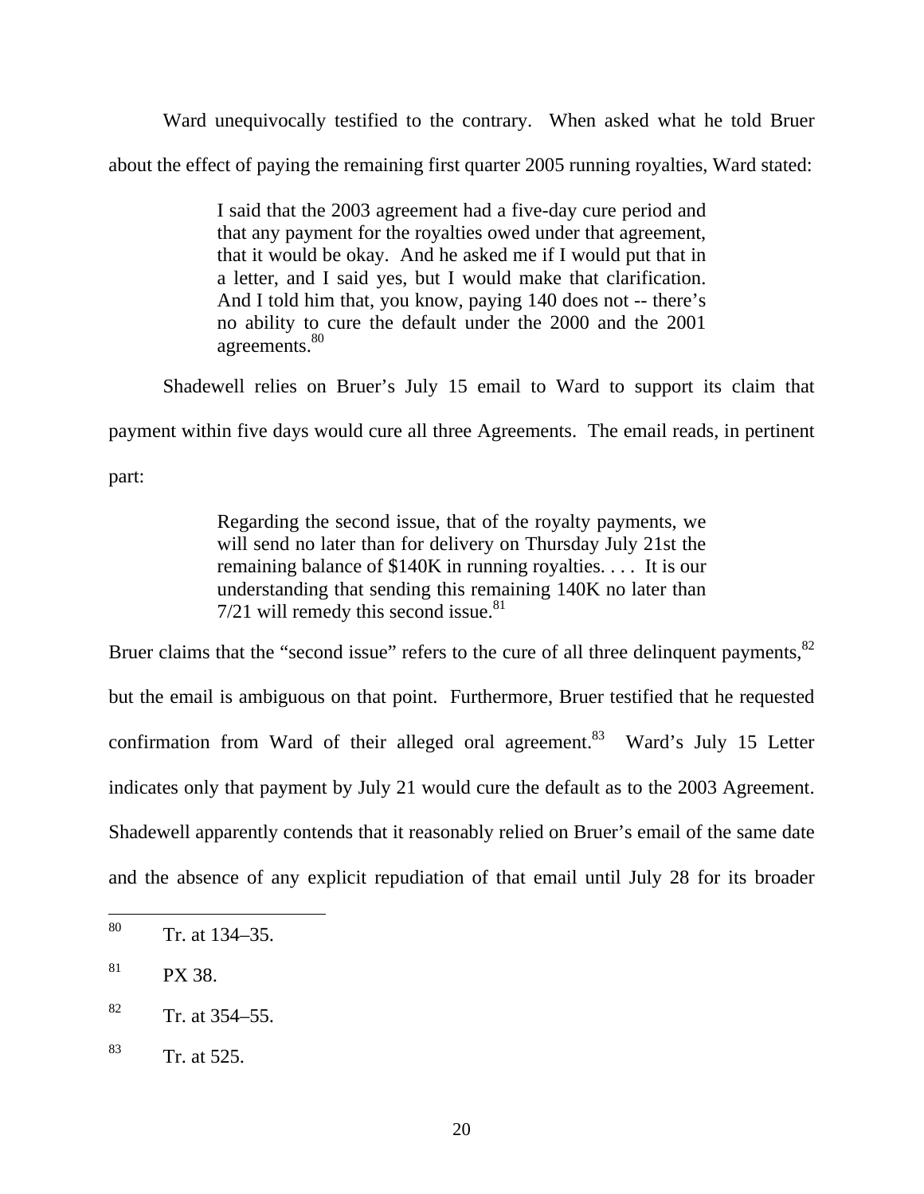Ward unequivocally testified to the contrary. When asked what he told Bruer about the effect of paying the remaining first quarter 2005 running royalties, Ward stated:

> I said that the 2003 agreement had a five-day cure period and that any payment for the royalties owed under that agreement, that it would be okay. And he asked me if I would put that in a letter, and I said yes, but I would make that clarification. And I told him that, you know, paying 140 does not -- there's no ability to cure the default under the 2000 and the 2001 agreements.[80]

Shadewell relies on Bruer's July 15 email to Ward to support its claim that payment within five days would cure all three Agreements. The email reads, in pertinent part:

> Regarding the second issue, that of the royalty payments, we will send no later than for delivery on Thursday July 21st the remaining balance of $140K in running royalties. . . . It is our understanding that sending this remaining 140K no later than 7/21 will remedy this second issue.[81]

Bruer claims that the "second issue" refers to the cure of all three delinquent payments,[82] but the email is ambiguous on that point. Furthermore, Bruer testified that he requested confirmation from Ward of their alleged oral agreement.[83] Ward's July 15 Letter indicates only that payment by July 21 would cure the default as to the 2003 Agreement. Shadewell apparently contends that it reasonably relied on Bruer's email of the same date and the absence of any explicit repudiation of that email until July 28 for its broader

---

[80] Tr. at 134–35.

[81] PX 38.

[82] Tr. at 354–55.

[83] Tr. at 525.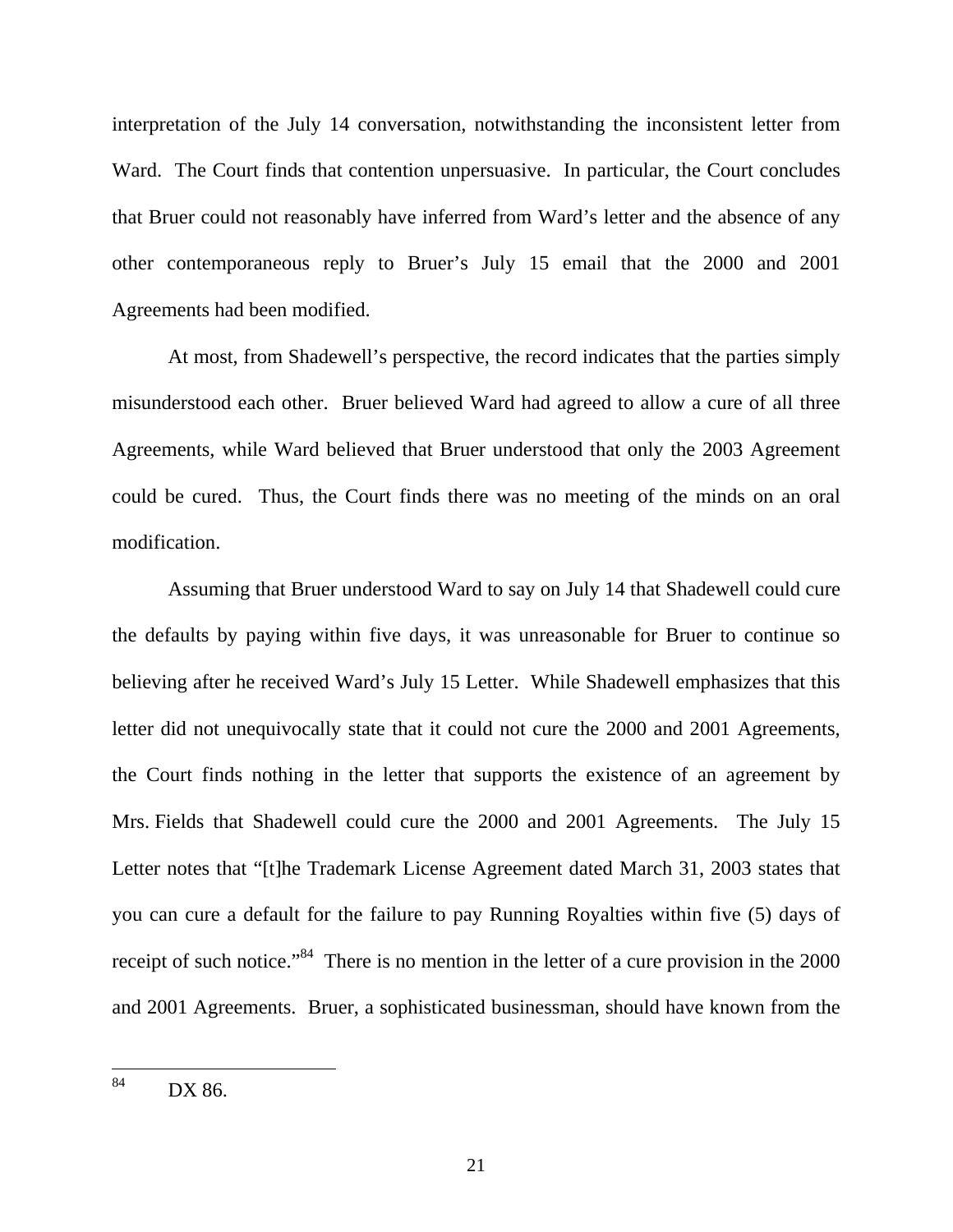interpretation of the July 14 conversation, notwithstanding the inconsistent letter from Ward. The Court finds that contention unpersuasive. In particular, the Court concludes that Bruer could not reasonably have inferred from Ward's letter and the absence of any other contemporaneous reply to Bruer's July 15 email that the 2000 and 2001 Agreements had been modified.

At most, from Shadewell's perspective, the record indicates that the parties simply misunderstood each other. Bruer believed Ward had agreed to allow a cure of all three Agreements, while Ward believed that Bruer understood that only the 2003 Agreement could be cured. Thus, the Court finds there was no meeting of the minds on an oral modification.

Assuming that Bruer understood Ward to say on July 14 that Shadewell could cure the defaults by paying within five days, it was unreasonable for Bruer to continue so believing after he received Ward's July 15 Letter. While Shadewell emphasizes that this letter did not unequivocally state that it could not cure the 2000 and 2001 Agreements, the Court finds nothing in the letter that supports the existence of an agreement by Mrs. Fields that Shadewell could cure the 2000 and 2001 Agreements. The July 15 Letter notes that "[t]he Trademark License Agreement dated March 31, 2003 states that you can cure a default for the failure to pay Running Royalties within five (5) days of receipt of such notice."[84] There is no mention in the letter of a cure provision in the 2000 and 2001 Agreements. Bruer, a sophisticated businessman, should have known from the

---

[84] DX 86.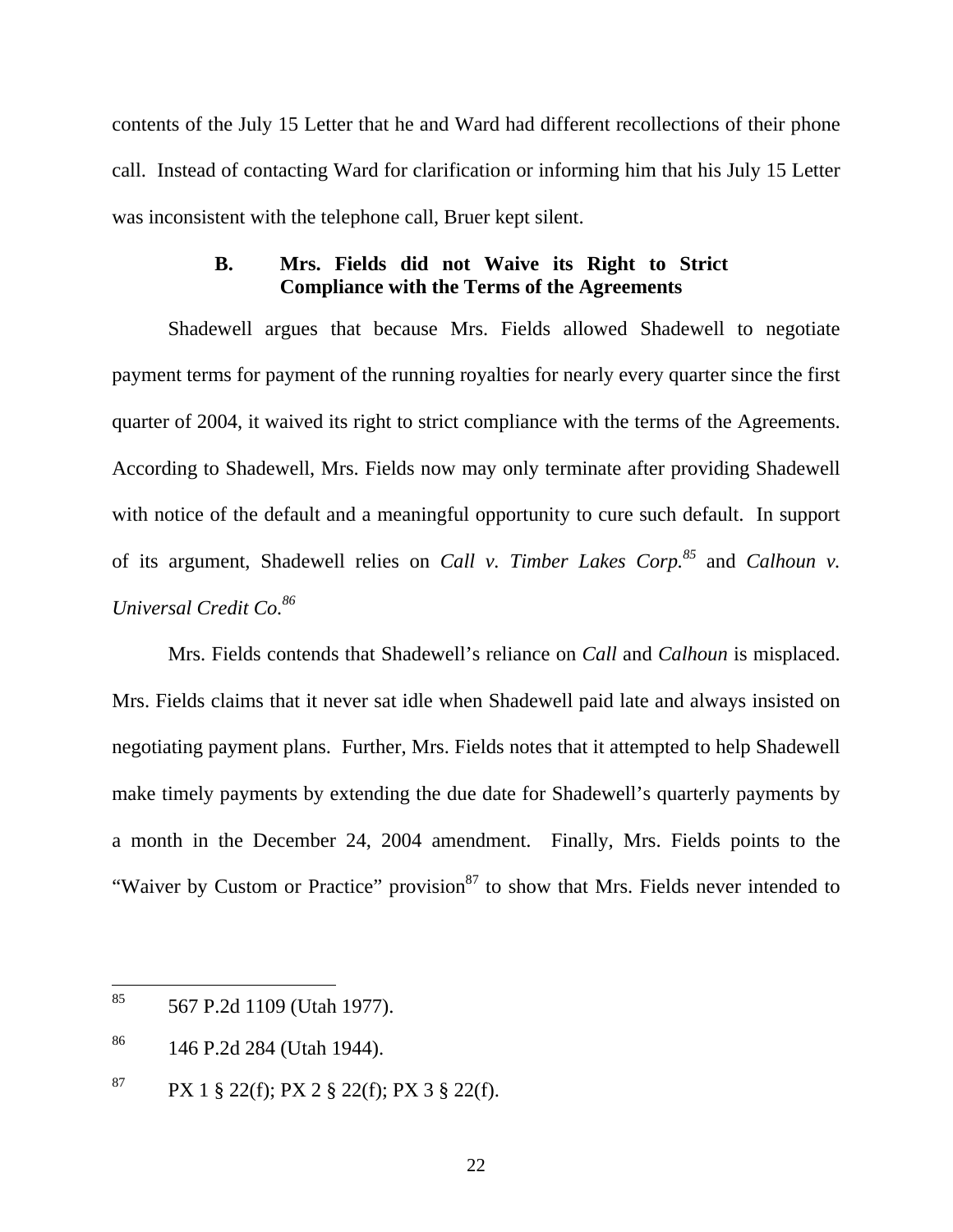contents of the July 15 Letter that he and Ward had different recollections of their phone call. Instead of contacting Ward for clarification or informing him that his July 15 Letter was inconsistent with the telephone call, Bruer kept silent.

### B. Mrs. Fields did not Waive its Right to Strict Compliance with the Terms of the Agreements

Shadewell argues that because Mrs. Fields allowed Shadewell to negotiate payment terms for payment of the running royalties for nearly every quarter since the first quarter of 2004, it waived its right to strict compliance with the terms of the Agreements. According to Shadewell, Mrs. Fields now may only terminate after providing Shadewell with notice of the default and a meaningful opportunity to cure such default. In support of its argument, Shadewell relies on *Call v. Timber Lakes Corp.*[85] and *Calhoun v. Universal Credit Co.*[86]

Mrs. Fields contends that Shadewell's reliance on *Call* and *Calhoun* is misplaced. Mrs. Fields claims that it never sat idle when Shadewell paid late and always insisted on negotiating payment plans. Further, Mrs. Fields notes that it attempted to help Shadewell make timely payments by extending the due date for Shadewell's quarterly payments by a month in the December 24, 2004 amendment. Finally, Mrs. Fields points to the "Waiver by Custom or Practice" provision[87] to show that Mrs. Fields never intended to

---

[85] 567 P.2d 1109 (Utah 1977).

[86] 146 P.2d 284 (Utah 1944).

[87] PX 1 § 22(f); PX 2 § 22(f); PX 3 § 22(f).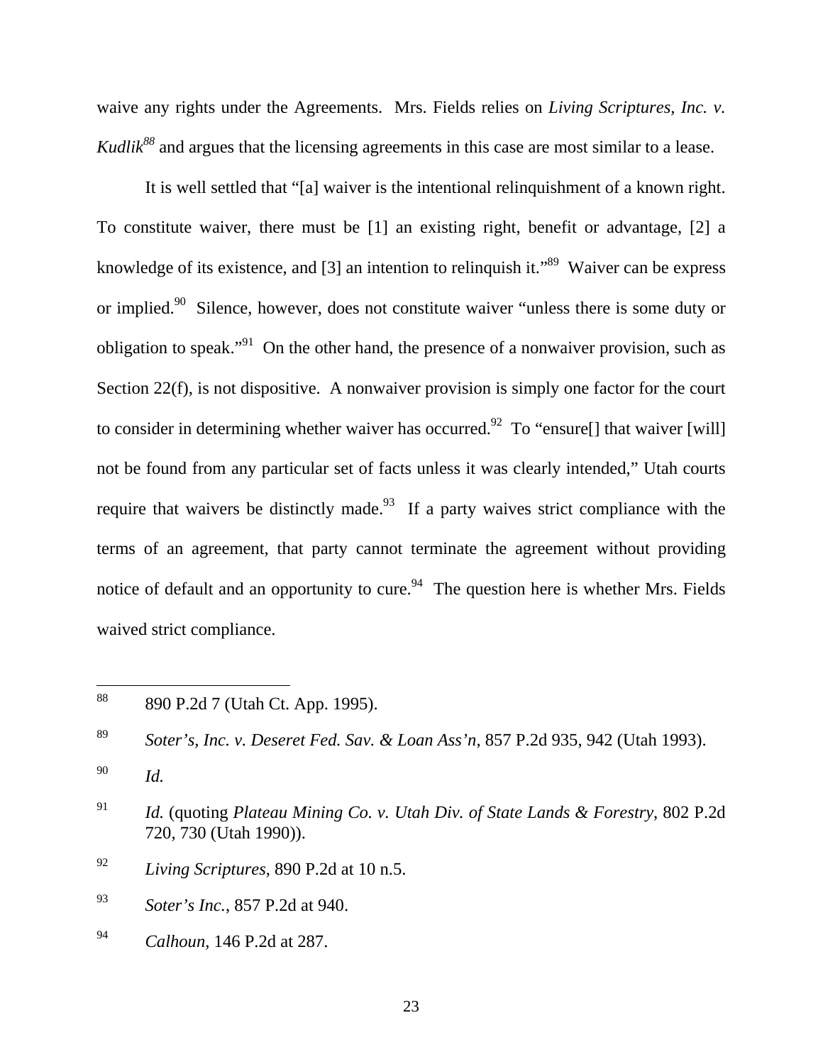waive any rights under the Agreements. Mrs. Fields relies on *Living Scriptures, Inc. v. Kudlik*[88] and argues that the licensing agreements in this case are most similar to a lease.

It is well settled that "[a] waiver is the intentional relinquishment of a known right. To constitute waiver, there must be [1] an existing right, benefit or advantage, [2] a knowledge of its existence, and [3] an intention to relinquish it."[89] Waiver can be express or implied.[90] Silence, however, does not constitute waiver "unless there is some duty or obligation to speak."[91] On the other hand, the presence of a nonwaiver provision, such as Section 22(f), is not dispositive. A nonwaiver provision is simply one factor for the court to consider in determining whether waiver has occurred.[92] To "ensure[] that waiver [will] not be found from any particular set of facts unless it was clearly intended," Utah courts require that waivers be distinctly made.[93] If a party waives strict compliance with the terms of an agreement, that party cannot terminate the agreement without providing notice of default and an opportunity to cure.[94] The question here is whether Mrs. Fields waived strict compliance.

---

[88] 890 P.2d 7 (Utah Ct. App. 1995).

[89] *Soter's, Inc. v. Deseret Fed. Sav. & Loan Ass'n*, 857 P.2d 935, 942 (Utah 1993).

[90] *Id.*

[91] *Id.* (quoting *Plateau Mining Co. v. Utah Div. of State Lands & Forestry*, 802 P.2d 720, 730 (Utah 1990)).

[92] *Living Scriptures*, 890 P.2d at 10 n.5.

[93] *Soter's Inc.*, 857 P.2d at 940.

[94] *Calhoun*, 146 P.2d at 287.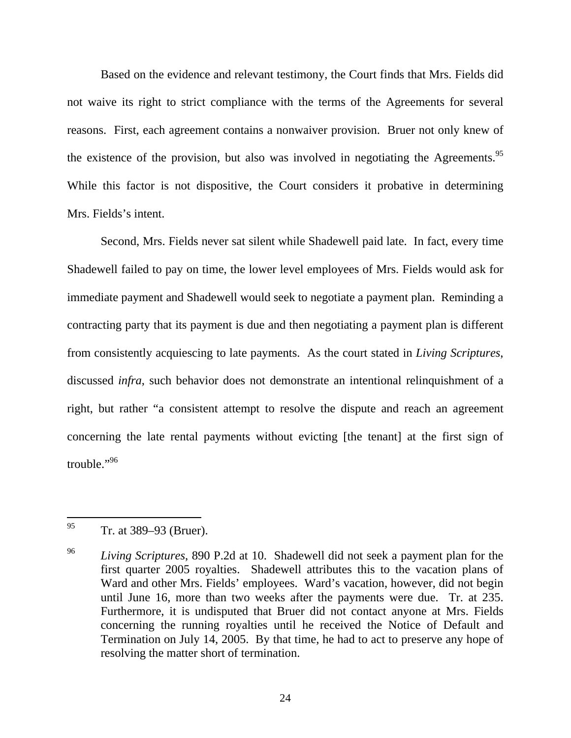Based on the evidence and relevant testimony, the Court finds that Mrs. Fields did not waive its right to strict compliance with the terms of the Agreements for several reasons. First, each agreement contains a nonwaiver provision. Bruer not only knew of the existence of the provision, but also was involved in negotiating the Agreements.[95] While this factor is not dispositive, the Court considers it probative in determining Mrs. Fields's intent.

Second, Mrs. Fields never sat silent while Shadewell paid late. In fact, every time Shadewell failed to pay on time, the lower level employees of Mrs. Fields would ask for immediate payment and Shadewell would seek to negotiate a payment plan. Reminding a contracting party that its payment is due and then negotiating a payment plan is different from consistently acquiescing to late payments. As the court stated in *Living Scriptures*, discussed *infra*, such behavior does not demonstrate an intentional relinquishment of a right, but rather "a consistent attempt to resolve the dispute and reach an agreement concerning the late rental payments without evicting [the tenant] at the first sign of trouble."[96]

---

[95] Tr. at 389–93 (Bruer).

[96] *Living Scriptures*, 890 P.2d at 10. Shadewell did not seek a payment plan for the first quarter 2005 royalties. Shadewell attributes this to the vacation plans of Ward and other Mrs. Fields' employees. Ward's vacation, however, did not begin until June 16, more than two weeks after the payments were due. Tr. at 235. Furthermore, it is undisputed that Bruer did not contact anyone at Mrs. Fields concerning the running royalties until he received the Notice of Default and Termination on July 14, 2005. By that time, he had to act to preserve any hope of resolving the matter short of termination.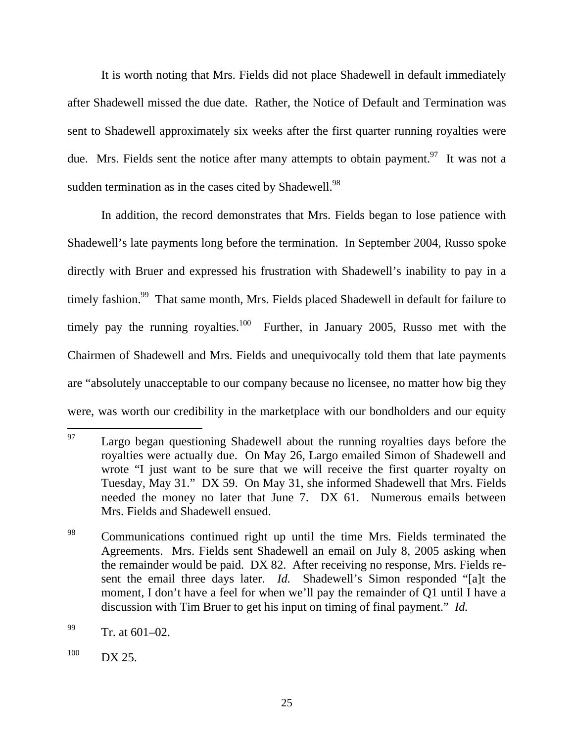It is worth noting that Mrs. Fields did not place Shadewell in default immediately after Shadewell missed the due date. Rather, the Notice of Default and Termination was sent to Shadewell approximately six weeks after the first quarter running royalties were due. Mrs. Fields sent the notice after many attempts to obtain payment.[97] It was not a sudden termination as in the cases cited by Shadewell.[98]

In addition, the record demonstrates that Mrs. Fields began to lose patience with Shadewell's late payments long before the termination. In September 2004, Russo spoke directly with Bruer and expressed his frustration with Shadewell's inability to pay in a timely fashion.[99] That same month, Mrs. Fields placed Shadewell in default for failure to timely pay the running royalties.[100] Further, in January 2005, Russo met with the Chairmen of Shadewell and Mrs. Fields and unequivocally told them that late payments are "absolutely unacceptable to our company because no licensee, no matter how big they were, was worth our credibility in the marketplace with our bondholders and our equity

---

[97] Largo began questioning Shadewell about the running royalties days before the royalties were actually due. On May 26, Largo emailed Simon of Shadewell and wrote "I just want to be sure that we will receive the first quarter royalty on Tuesday, May 31." DX 59. On May 31, she informed Shadewell that Mrs. Fields needed the money no later that June 7. DX 61. Numerous emails between Mrs. Fields and Shadewell ensued.

[98] Communications continued right up until the time Mrs. Fields terminated the Agreements. Mrs. Fields sent Shadewell an email on July 8, 2005 asking when the remainder would be paid. DX 82. After receiving no response, Mrs. Fields re-sent the email three days later. *Id.* Shadewell's Simon responded "[a]t the moment, I don't have a feel for when we'll pay the remainder of Q1 until I have a discussion with Tim Bruer to get his input on timing of final payment." *Id.*

[99] Tr. at 601–02.

[100] DX 25.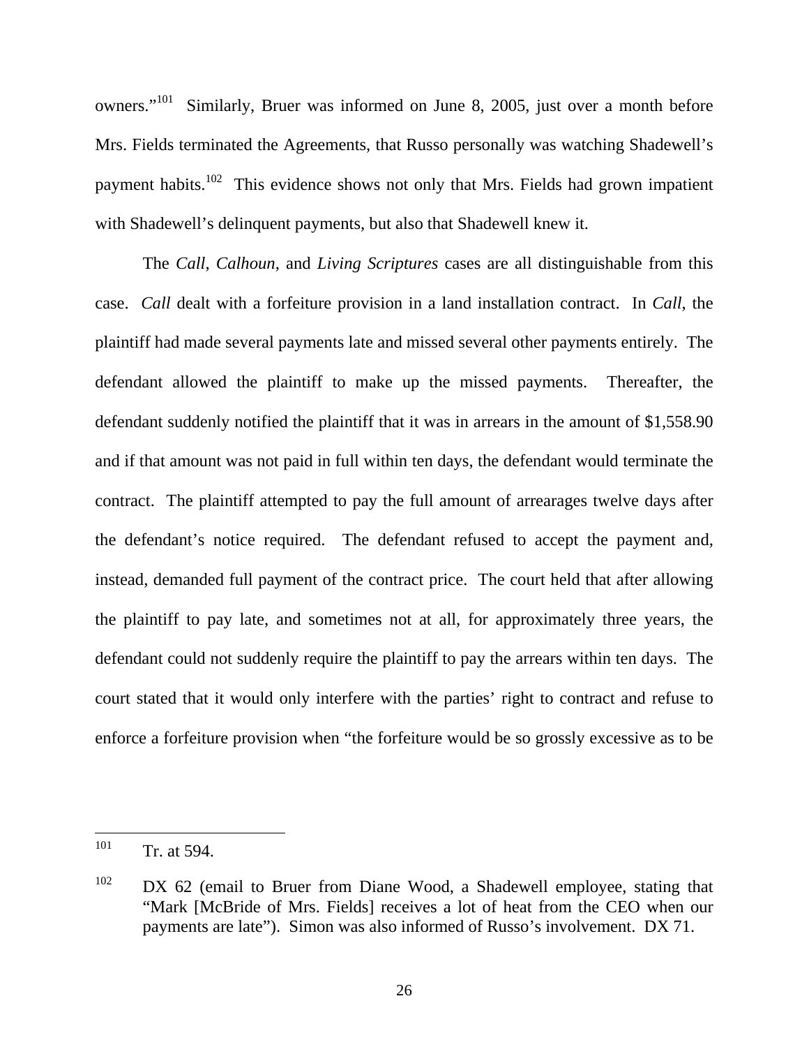owners."[101] Similarly, Bruer was informed on June 8, 2005, just over a month before Mrs. Fields terminated the Agreements, that Russo personally was watching Shadewell's payment habits.[102] This evidence shows not only that Mrs. Fields had grown impatient with Shadewell's delinquent payments, but also that Shadewell knew it.

The *Call*, *Calhoun*, and *Living Scriptures* cases are all distinguishable from this case. *Call* dealt with a forfeiture provision in a land installation contract. In *Call*, the plaintiff had made several payments late and missed several other payments entirely. The defendant allowed the plaintiff to make up the missed payments. Thereafter, the defendant suddenly notified the plaintiff that it was in arrears in the amount of $1,558.90 and if that amount was not paid in full within ten days, the defendant would terminate the contract. The plaintiff attempted to pay the full amount of arrearages twelve days after the defendant's notice required. The defendant refused to accept the payment and, instead, demanded full payment of the contract price. The court held that after allowing the plaintiff to pay late, and sometimes not at all, for approximately three years, the defendant could not suddenly require the plaintiff to pay the arrears within ten days. The court stated that it would only interfere with the parties' right to contract and refuse to enforce a forfeiture provision when "the forfeiture would be so grossly excessive as to be

---

[101] Tr. at 594.

[102] DX 62 (email to Bruer from Diane Wood, a Shadewell employee, stating that "Mark [McBride of Mrs. Fields] receives a lot of heat from the CEO when our payments are late"). Simon was also informed of Russo's involvement. DX 71.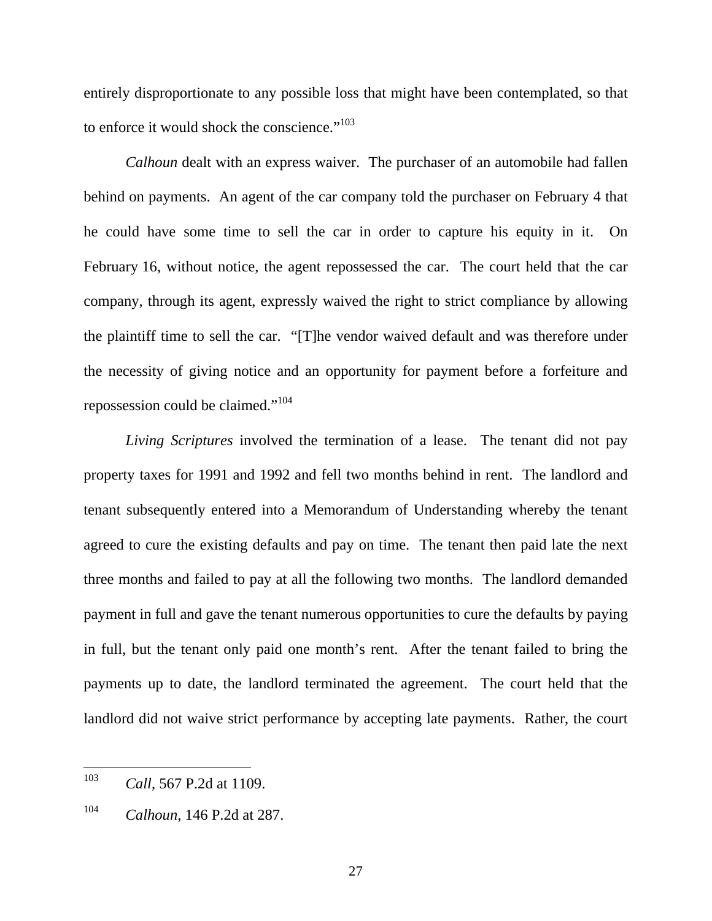entirely disproportionate to any possible loss that might have been contemplated, so that to enforce it would shock the conscience."[103]

*Calhoun* dealt with an express waiver. The purchaser of an automobile had fallen behind on payments. An agent of the car company told the purchaser on February 4 that he could have some time to sell the car in order to capture his equity in it. On February 16, without notice, the agent repossessed the car. The court held that the car company, through its agent, expressly waived the right to strict compliance by allowing the plaintiff time to sell the car. "[T]he vendor waived default and was therefore under the necessity of giving notice and an opportunity for payment before a forfeiture and repossession could be claimed."[104]

*Living Scriptures* involved the termination of a lease. The tenant did not pay property taxes for 1991 and 1992 and fell two months behind in rent. The landlord and tenant subsequently entered into a Memorandum of Understanding whereby the tenant agreed to cure the existing defaults and pay on time. The tenant then paid late the next three months and failed to pay at all the following two months. The landlord demanded payment in full and gave the tenant numerous opportunities to cure the defaults by paying in full, but the tenant only paid one month's rent. After the tenant failed to bring the payments up to date, the landlord terminated the agreement. The court held that the landlord did not waive strict performance by accepting late payments. Rather, the court

---

[103] *Call*, 567 P.2d at 1109.

[104] *Calhoun*, 146 P.2d at 287.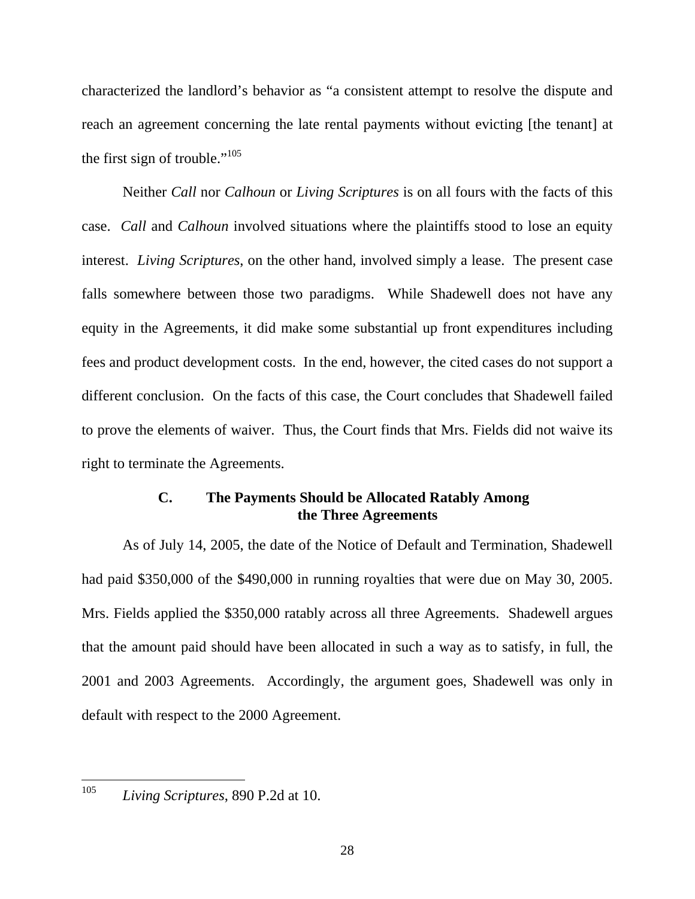characterized the landlord's behavior as "a consistent attempt to resolve the dispute and reach an agreement concerning the late rental payments without evicting [the tenant] at the first sign of trouble."[105]

Neither *Call* nor *Calhoun* or *Living Scriptures* is on all fours with the facts of this case. *Call* and *Calhoun* involved situations where the plaintiffs stood to lose an equity interest. *Living Scriptures*, on the other hand, involved simply a lease. The present case falls somewhere between those two paradigms. While Shadewell does not have any equity in the Agreements, it did make some substantial up front expenditures including fees and product development costs. In the end, however, the cited cases do not support a different conclusion. On the facts of this case, the Court concludes that Shadewell failed to prove the elements of waiver. Thus, the Court finds that Mrs. Fields did not waive its right to terminate the Agreements.

### C. The Payments Should be Allocated Ratably Among the Three Agreements

As of July 14, 2005, the date of the Notice of Default and Termination, Shadewell had paid $350,000 of the $490,000 in running royalties that were due on May 30, 2005. Mrs. Fields applied the $350,000 ratably across all three Agreements. Shadewell argues that the amount paid should have been allocated in such a way as to satisfy, in full, the 2001 and 2003 Agreements. Accordingly, the argument goes, Shadewell was only in default with respect to the 2000 Agreement.

---

[105] *Living Scriptures*, 890 P.2d at 10.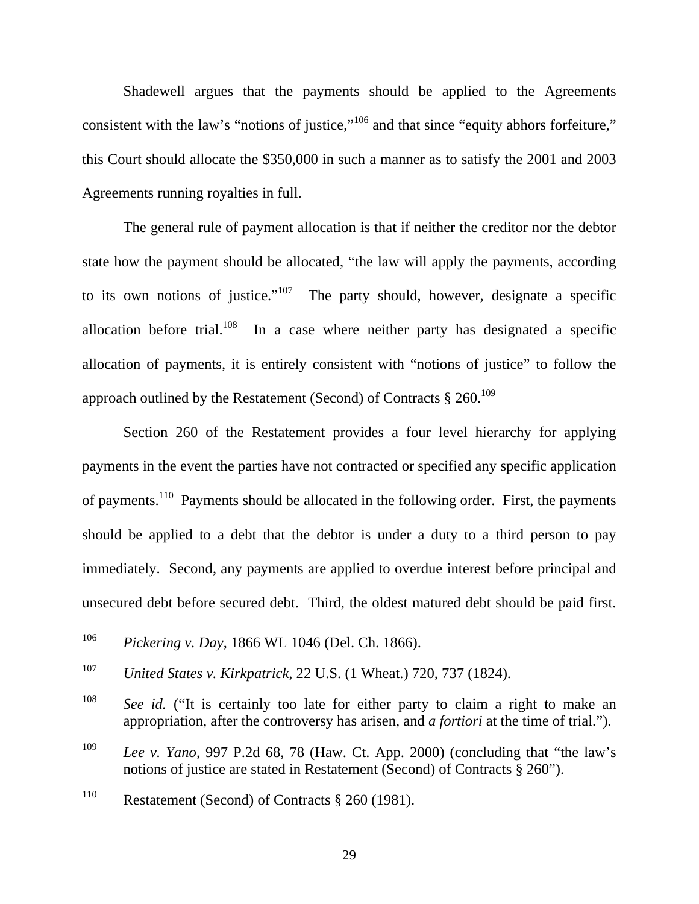Shadewell argues that the payments should be applied to the Agreements consistent with the law's "notions of justice,"[106] and that since "equity abhors forfeiture," this Court should allocate the $350,000 in such a manner as to satisfy the 2001 and 2003 Agreements running royalties in full.

The general rule of payment allocation is that if neither the creditor nor the debtor state how the payment should be allocated, "the law will apply the payments, according to its own notions of justice."[107] The party should, however, designate a specific allocation before trial.[108] In a case where neither party has designated a specific allocation of payments, it is entirely consistent with "notions of justice" to follow the approach outlined by the Restatement (Second) of Contracts § 260.[109]

Section 260 of the Restatement provides a four level hierarchy for applying payments in the event the parties have not contracted or specified any specific application of payments.[110] Payments should be allocated in the following order. First, the payments should be applied to a debt that the debtor is under a duty to a third person to pay immediately. Second, any payments are applied to overdue interest before principal and unsecured debt before secured debt. Third, the oldest matured debt should be paid first.

---

[106] *Pickering v. Day*, 1866 WL 1046 (Del. Ch. 1866).

[107] *United States v. Kirkpatrick*, 22 U.S. (1 Wheat.) 720, 737 (1824).

[108] *See id.* ("It is certainly too late for either party to claim a right to make an appropriation, after the controversy has arisen, and *a fortiori* at the time of trial.").

[109] *Lee v. Yano*, 997 P.2d 68, 78 (Haw. Ct. App. 2000) (concluding that "the law's notions of justice are stated in Restatement (Second) of Contracts § 260").

[110] Restatement (Second) of Contracts § 260 (1981).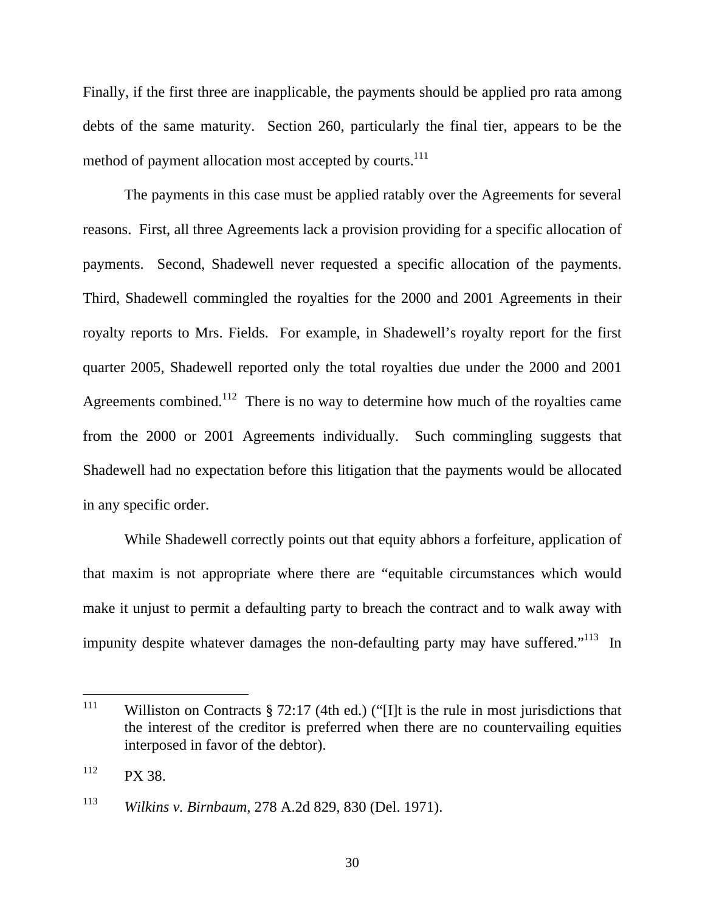Finally, if the first three are inapplicable, the payments should be applied pro rata among debts of the same maturity. Section 260, particularly the final tier, appears to be the method of payment allocation most accepted by courts.[111]

The payments in this case must be applied ratably over the Agreements for several reasons. First, all three Agreements lack a provision providing for a specific allocation of payments. Second, Shadewell never requested a specific allocation of the payments. Third, Shadewell commingled the royalties for the 2000 and 2001 Agreements in their royalty reports to Mrs. Fields. For example, in Shadewell's royalty report for the first quarter 2005, Shadewell reported only the total royalties due under the 2000 and 2001 Agreements combined.[112] There is no way to determine how much of the royalties came from the 2000 or 2001 Agreements individually. Such commingling suggests that Shadewell had no expectation before this litigation that the payments would be allocated in any specific order.

While Shadewell correctly points out that equity abhors a forfeiture, application of that maxim is not appropriate where there are "equitable circumstances which would make it unjust to permit a defaulting party to breach the contract and to walk away with impunity despite whatever damages the non-defaulting party may have suffered."[113] In

---

[111] Williston on Contracts § 72:17 (4th ed.) ("[I]t is the rule in most jurisdictions that the interest of the creditor is preferred when there are no countervailing equities interposed in favor of the debtor).

[112] PX 38.

[113] *Wilkins v. Birnbaum*, 278 A.2d 829, 830 (Del. 1971).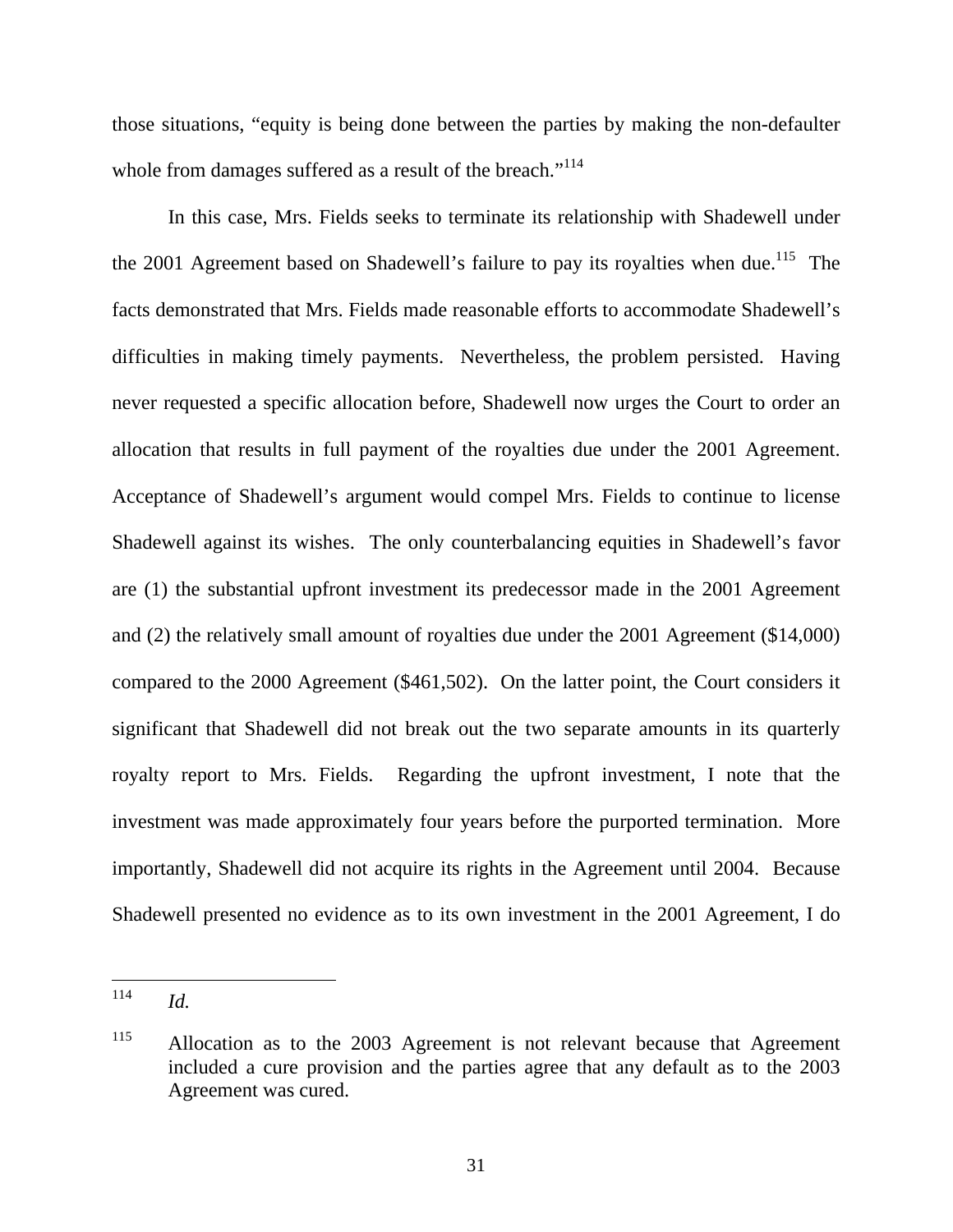those situations, "equity is being done between the parties by making the non-defaulter whole from damages suffered as a result of the breach."[114]

In this case, Mrs. Fields seeks to terminate its relationship with Shadewell under the 2001 Agreement based on Shadewell's failure to pay its royalties when due.[115] The facts demonstrated that Mrs. Fields made reasonable efforts to accommodate Shadewell's difficulties in making timely payments. Nevertheless, the problem persisted. Having never requested a specific allocation before, Shadewell now urges the Court to order an allocation that results in full payment of the royalties due under the 2001 Agreement. Acceptance of Shadewell's argument would compel Mrs. Fields to continue to license Shadewell against its wishes. The only counterbalancing equities in Shadewell's favor are (1) the substantial upfront investment its predecessor made in the 2001 Agreement and (2) the relatively small amount of royalties due under the 2001 Agreement ($14,000) compared to the 2000 Agreement ($461,502). On the latter point, the Court considers it significant that Shadewell did not break out the two separate amounts in its quarterly royalty report to Mrs. Fields. Regarding the upfront investment, I note that the investment was made approximately four years before the purported termination. More importantly, Shadewell did not acquire its rights in the Agreement until 2004. Because Shadewell presented no evidence as to its own investment in the 2001 Agreement, I do

---

[114] *Id.*

[115] Allocation as to the 2003 Agreement is not relevant because that Agreement included a cure provision and the parties agree that any default as to the 2003 Agreement was cured.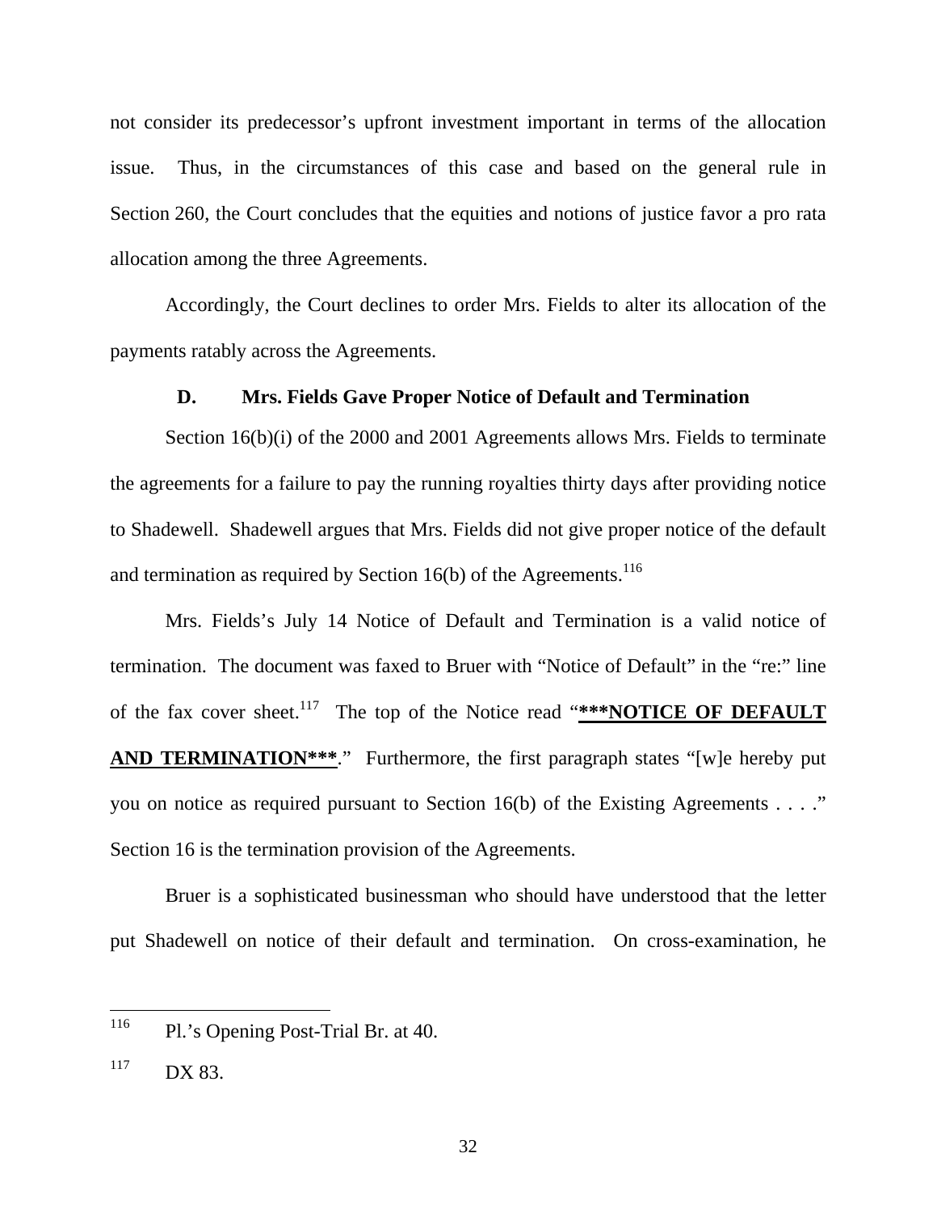not consider its predecessor's upfront investment important in terms of the allocation issue. Thus, in the circumstances of this case and based on the general rule in Section 260, the Court concludes that the equities and notions of justice favor a pro rata allocation among the three Agreements.

Accordingly, the Court declines to order Mrs. Fields to alter its allocation of the payments ratably across the Agreements.

### D. Mrs. Fields Gave Proper Notice of Default and Termination

Section 16(b)(i) of the 2000 and 2001 Agreements allows Mrs. Fields to terminate the agreements for a failure to pay the running royalties thirty days after providing notice to Shadewell. Shadewell argues that Mrs. Fields did not give proper notice of the default and termination as required by Section 16(b) of the Agreements.[116]

Mrs. Fields's July 14 Notice of Default and Termination is a valid notice of termination. The document was faxed to Bruer with "Notice of Default" in the "re:" line of the fax cover sheet.[117] The top of the Notice read "**<u>***NOTICE OF DEFAULT AND TERMINATION***</u>**." Furthermore, the first paragraph states "[w]e hereby put you on notice as required pursuant to Section 16(b) of the Existing Agreements . . . ." Section 16 is the termination provision of the Agreements.

Bruer is a sophisticated businessman who should have understood that the letter put Shadewell on notice of their default and termination. On cross-examination, he

---

[116] Pl.'s Opening Post-Trial Br. at 40.

[117] DX 83.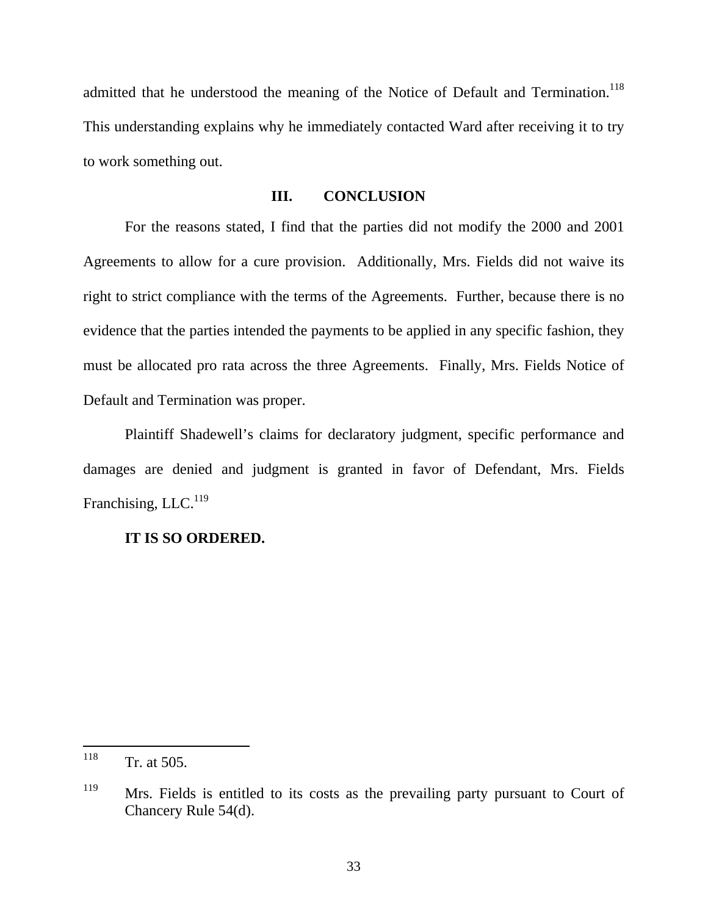admitted that he understood the meaning of the Notice of Default and Termination.[118] This understanding explains why he immediately contacted Ward after receiving it to try to work something out.

## III. CONCLUSION

For the reasons stated, I find that the parties did not modify the 2000 and 2001 Agreements to allow for a cure provision. Additionally, Mrs. Fields did not waive its right to strict compliance with the terms of the Agreements. Further, because there is no evidence that the parties intended the payments to be applied in any specific fashion, they must be allocated pro rata across the three Agreements. Finally, Mrs. Fields Notice of Default and Termination was proper.

Plaintiff Shadewell's claims for declaratory judgment, specific performance and damages are denied and judgment is granted in favor of Defendant, Mrs. Fields Franchising, LLC.[119]

**IT IS SO ORDERED.**

---

[118] Tr. at 505.

[119] Mrs. Fields is entitled to its costs as the prevailing party pursuant to Court of Chancery Rule 54(d).